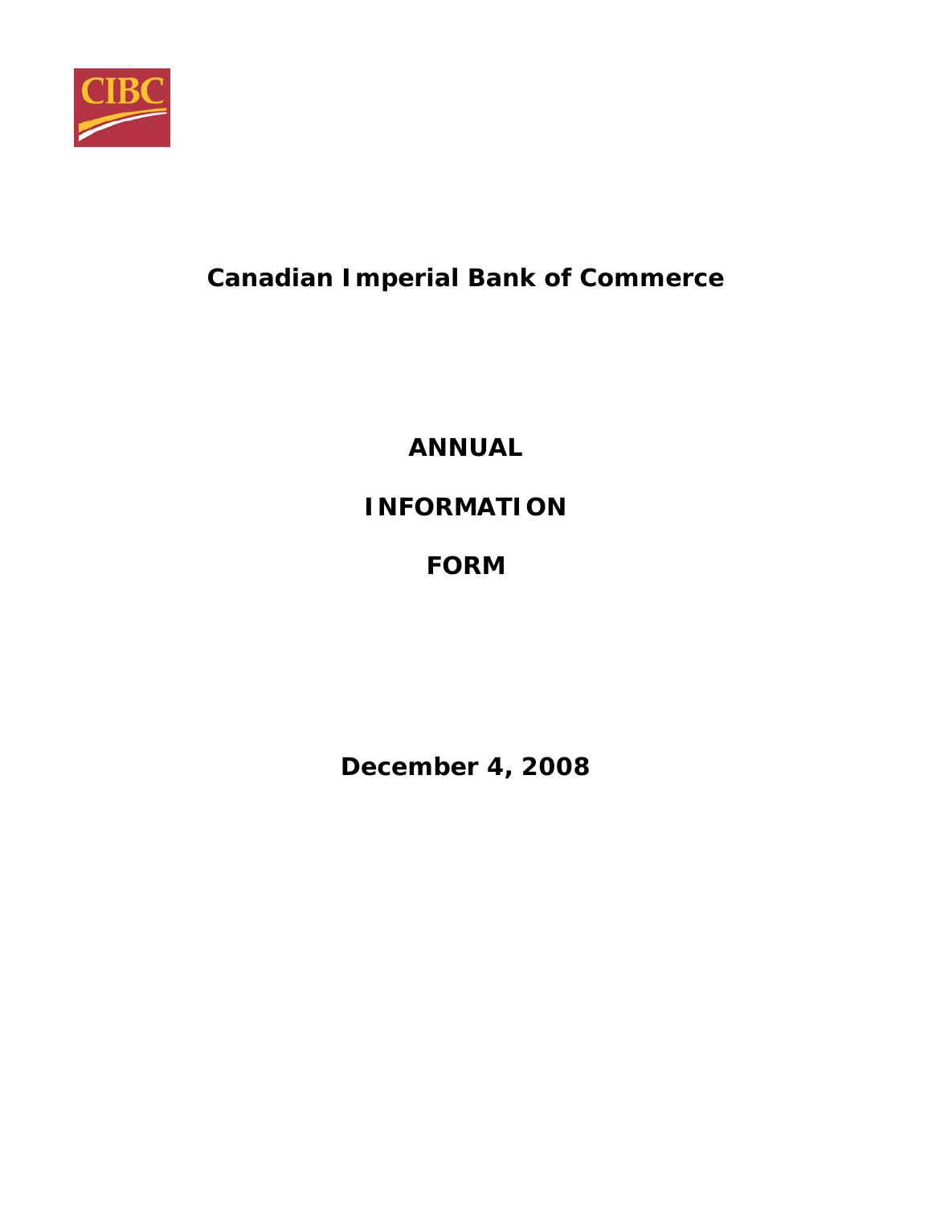CIBC

# Canadian Imperial Bank of Commerce

# ANNUAL

# INFORMATION

# FORM

**December 4, 2008**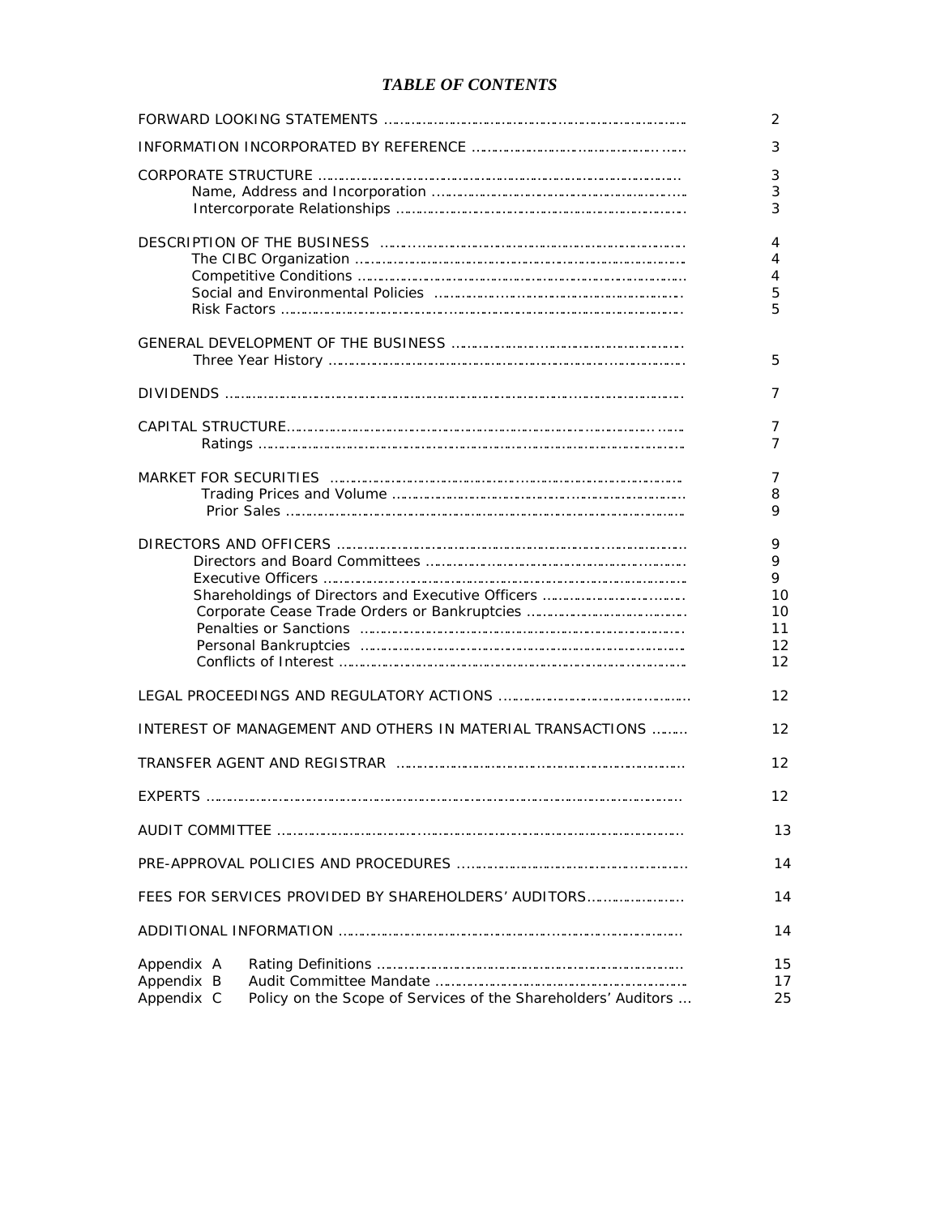# *TABLE OF CONTENTS*

| | |
|---|---|
| FORWARD LOOKING STATEMENTS | 2 |
| INFORMATION INCORPORATED BY REFERENCE | 3 |
| CORPORATE STRUCTURE | 3 |
| Name, Address and Incorporation | 3 |
| Intercorporate Relationships | 3 |
| DESCRIPTION OF THE BUSINESS | 4 |
| The CIBC Organization | 4 |
| Competitive Conditions | 4 |
| Social and Environmental Policies | 5 |
| Risk Factors | 5 |
| GENERAL DEVELOPMENT OF THE BUSINESS | |
| Three Year History | 5 |
| DIVIDENDS | 7 |
| CAPITAL STRUCTURE | 7 |
| Ratings | 7 |
| MARKET FOR SECURITIES | 7 |
| Trading Prices and Volume | 8 |
| Prior Sales | 9 |
| DIRECTORS AND OFFICERS | 9 |
| Directors and Board Committees | 9 |
| Executive Officers | 9 |
| Shareholdings of Directors and Executive Officers | 10 |
| Corporate Cease Trade Orders or Bankruptcies | 10 |
| Penalties or Sanctions | 11 |
| Personal Bankruptcies | 12 |
| Conflicts of Interest | 12 |
| LEGAL PROCEEDINGS AND REGULATORY ACTIONS | 12 |
| INTEREST OF MANAGEMENT AND OTHERS IN MATERIAL TRANSACTIONS | 12 |
| TRANSFER AGENT AND REGISTRAR | 12 |
| EXPERTS | 12 |
| AUDIT COMMITTEE | 13 |
| PRE-APPROVAL POLICIES AND PROCEDURES | 14 |
| FEES FOR SERVICES PROVIDED BY SHAREHOLDERS' AUDITORS | 14 |
| ADDITIONAL INFORMATION | 14 |
| Appendix A Rating Definitions | 15 |
| Appendix B Audit Committee Mandate | 17 |
| Appendix C Policy on the Scope of Services of the Shareholders' Auditors | 25 |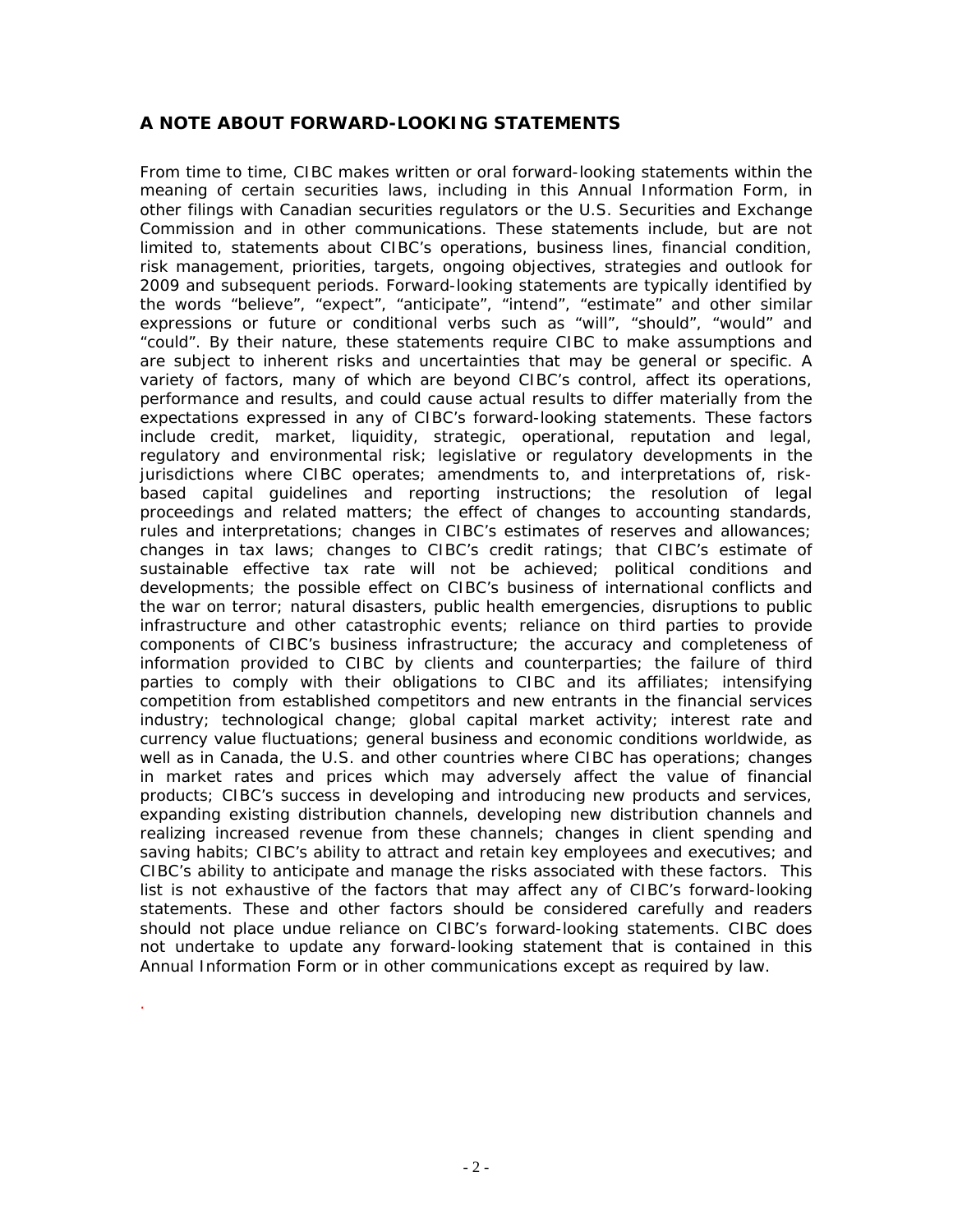## A NOTE ABOUT FORWARD-LOOKING STATEMENTS

From time to time, CIBC makes written or oral forward-looking statements within the meaning of certain securities laws, including in this Annual Information Form, in other filings with Canadian securities regulators or the U.S. Securities and Exchange Commission and in other communications. These statements include, but are not limited to, statements about CIBC's operations, business lines, financial condition, risk management, priorities, targets, ongoing objectives, strategies and outlook for 2009 and subsequent periods. Forward-looking statements are typically identified by the words "believe", "expect", "anticipate", "intend", "estimate" and other similar expressions or future or conditional verbs such as "will", "should", "would" and "could". By their nature, these statements require CIBC to make assumptions and are subject to inherent risks and uncertainties that may be general or specific. A variety of factors, many of which are beyond CIBC's control, affect its operations, performance and results, and could cause actual results to differ materially from the expectations expressed in any of CIBC's forward-looking statements. These factors include credit, market, liquidity, strategic, operational, reputation and legal, regulatory and environmental risk; legislative or regulatory developments in the jurisdictions where CIBC operates; amendments to, and interpretations of, risk-based capital guidelines and reporting instructions; the resolution of legal proceedings and related matters; the effect of changes to accounting standards, rules and interpretations; changes in CIBC's estimates of reserves and allowances; changes in tax laws; changes to CIBC's credit ratings; that CIBC's estimate of sustainable effective tax rate will not be achieved; political conditions and developments; the possible effect on CIBC's business of international conflicts and the war on terror; natural disasters, public health emergencies, disruptions to public infrastructure and other catastrophic events; reliance on third parties to provide components of CIBC's business infrastructure; the accuracy and completeness of information provided to CIBC by clients and counterparties; the failure of third parties to comply with their obligations to CIBC and its affiliates; intensifying competition from established competitors and new entrants in the financial services industry; technological change; global capital market activity; interest rate and currency value fluctuations; general business and economic conditions worldwide, as well as in Canada, the U.S. and other countries where CIBC has operations; changes in market rates and prices which may adversely affect the value of financial products; CIBC's success in developing and introducing new products and services, expanding existing distribution channels, developing new distribution channels and realizing increased revenue from these channels; changes in client spending and saving habits; CIBC's ability to attract and retain key employees and executives; and CIBC's ability to anticipate and manage the risks associated with these factors. This list is not exhaustive of the factors that may affect any of CIBC's forward-looking statements. These and other factors should be considered carefully and readers should not place undue reliance on CIBC's forward-looking statements. CIBC does not undertake to update any forward-looking statement that is contained in this Annual Information Form or in other communications except as required by law.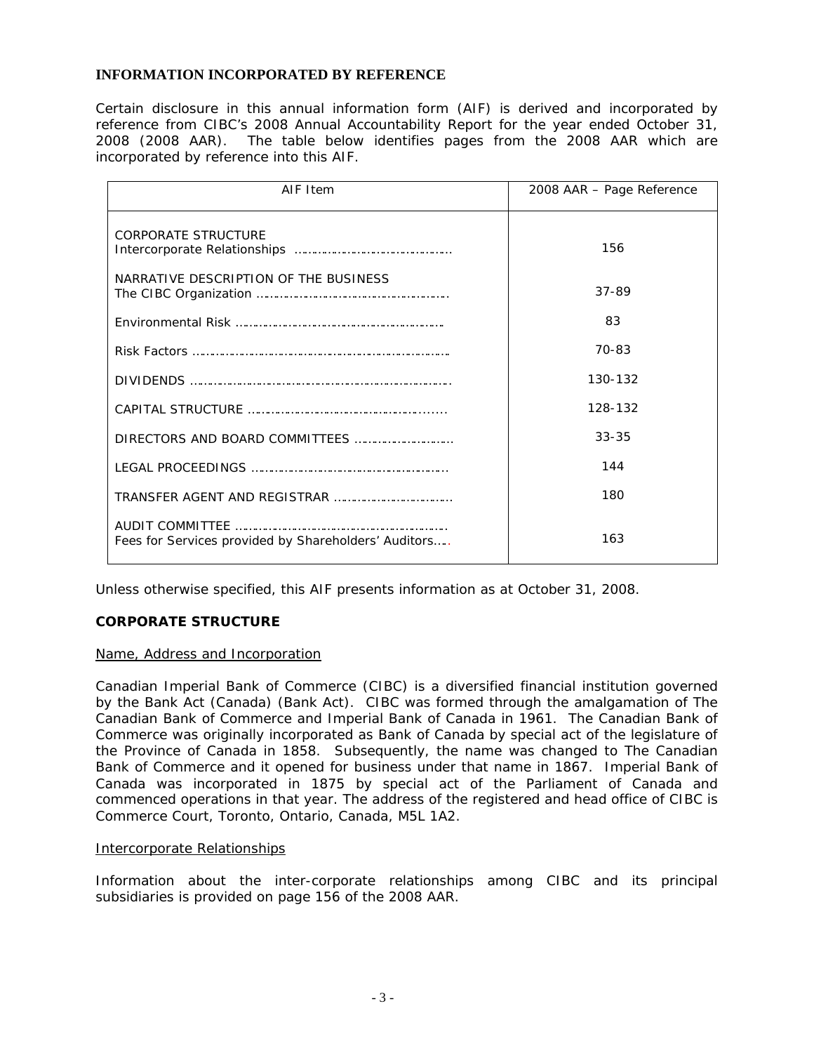## INFORMATION INCORPORATED BY REFERENCE

Certain disclosure in this annual information form (AIF) is derived and incorporated by reference from CIBC's 2008 Annual Accountability Report for the year ended October 31, 2008 (2008 AAR). The table below identifies pages from the 2008 AAR which are incorporated by reference into this AIF.

| AIF Item | 2008 AAR – Page Reference |
| --- | --- |
| CORPORATE STRUCTURE<br>Intercorporate Relationships ………………………………… | 156 |
| NARRATIVE DESCRIPTION OF THE BUSINESS<br>The CIBC Organization ………………………………………… | 37-89 |
| Environmental Risk …………………………………………… | 83 |
| Risk Factors ……………………………………………………… | 70-83 |
| DIVIDENDS ……………………………………………………… | 130-132 |
| CAPITAL STRUCTURE ………………………………………….... | 128-132 |
| DIRECTORS AND BOARD COMMITTEES ……………………… | 33-35 |
| LEGAL PROCEEDINGS ………………………………………… | 144 |
| TRANSFER AGENT AND REGISTRAR ………………………… | 180 |
| AUDIT COMMITTEE ……………………………………………<br>Fees for Services provided by Shareholders' Auditors…. | 163 |

Unless otherwise specified, this AIF presents information as at October 31, 2008.

## CORPORATE STRUCTURE

### Name, Address and Incorporation

Canadian Imperial Bank of Commerce (CIBC) is a diversified financial institution governed by the Bank Act (Canada) (Bank Act). CIBC was formed through the amalgamation of The Canadian Bank of Commerce and Imperial Bank of Canada in 1961. The Canadian Bank of Commerce was originally incorporated as Bank of Canada by special act of the legislature of the Province of Canada in 1858. Subsequently, the name was changed to The Canadian Bank of Commerce and it opened for business under that name in 1867. Imperial Bank of Canada was incorporated in 1875 by special act of the Parliament of Canada and commenced operations in that year. The address of the registered and head office of CIBC is Commerce Court, Toronto, Ontario, Canada, M5L 1A2.

### Intercorporate Relationships

Information about the inter-corporate relationships among CIBC and its principal subsidiaries is provided on page 156 of the 2008 AAR.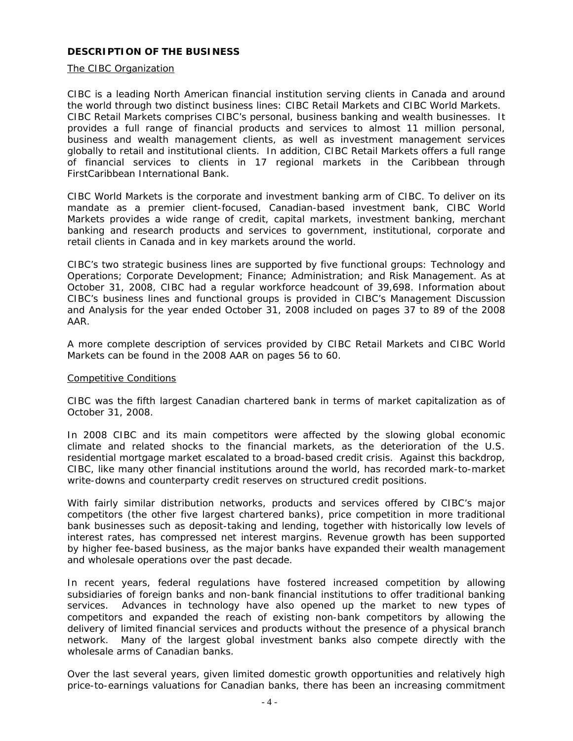## DESCRIPTION OF THE BUSINESS

### The CIBC Organization

CIBC is a leading North American financial institution serving clients in Canada and around the world through two distinct business lines: CIBC Retail Markets and CIBC World Markets. CIBC Retail Markets comprises CIBC's personal, business banking and wealth businesses. It provides a full range of financial products and services to almost 11 million personal, business and wealth management clients, as well as investment management services globally to retail and institutional clients. In addition, CIBC Retail Markets offers a full range of financial services to clients in 17 regional markets in the Caribbean through FirstCaribbean International Bank.

CIBC World Markets is the corporate and investment banking arm of CIBC. To deliver on its mandate as a premier client-focused, Canadian-based investment bank, CIBC World Markets provides a wide range of credit, capital markets, investment banking, merchant banking and research products and services to government, institutional, corporate and retail clients in Canada and in key markets around the world.

CIBC's two strategic business lines are supported by five functional groups: Technology and Operations; Corporate Development; Finance; Administration; and Risk Management. As at October 31, 2008, CIBC had a regular workforce headcount of 39,698. Information about CIBC's business lines and functional groups is provided in CIBC's Management Discussion and Analysis for the year ended October 31, 2008 included on pages 37 to 89 of the 2008 AAR.

A more complete description of services provided by CIBC Retail Markets and CIBC World Markets can be found in the 2008 AAR on pages 56 to 60.

### Competitive Conditions

CIBC was the fifth largest Canadian chartered bank in terms of market capitalization as of October 31, 2008.

In 2008 CIBC and its main competitors were affected by the slowing global economic climate and related shocks to the financial markets, as the deterioration of the U.S. residential mortgage market escalated to a broad-based credit crisis. Against this backdrop, CIBC, like many other financial institutions around the world, has recorded mark-to-market write-downs and counterparty credit reserves on structured credit positions.

With fairly similar distribution networks, products and services offered by CIBC's major competitors (the other five largest chartered banks), price competition in more traditional bank businesses such as deposit-taking and lending, together with historically low levels of interest rates, has compressed net interest margins. Revenue growth has been supported by higher fee-based business, as the major banks have expanded their wealth management and wholesale operations over the past decade.

In recent years, federal regulations have fostered increased competition by allowing subsidiaries of foreign banks and non-bank financial institutions to offer traditional banking services. Advances in technology have also opened up the market to new types of competitors and expanded the reach of existing non-bank competitors by allowing the delivery of limited financial services and products without the presence of a physical branch network. Many of the largest global investment banks also compete directly with the wholesale arms of Canadian banks.

Over the last several years, given limited domestic growth opportunities and relatively high price-to-earnings valuations for Canadian banks, there has been an increasing commitment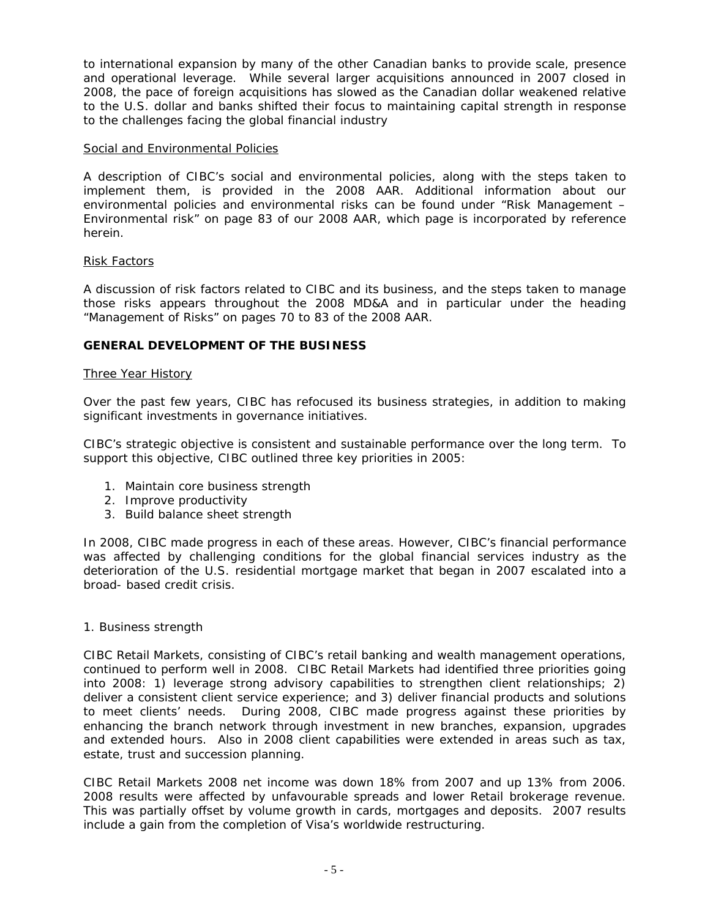to international expansion by many of the other Canadian banks to provide scale, presence and operational leverage. While several larger acquisitions announced in 2007 closed in 2008, the pace of foreign acquisitions has slowed as the Canadian dollar weakened relative to the U.S. dollar and banks shifted their focus to maintaining capital strength in response to the challenges facing the global financial industry

### Social and Environmental Policies

A description of CIBC's social and environmental policies, along with the steps taken to implement them, is provided in the 2008 AAR. Additional information about our environmental policies and environmental risks can be found under "Risk Management – Environmental risk" on page 83 of our 2008 AAR, which page is incorporated by reference herein.

### Risk Factors

A discussion of risk factors related to CIBC and its business, and the steps taken to manage those risks appears throughout the 2008 MD&A and in particular under the heading "Management of Risks" on pages 70 to 83 of the 2008 AAR.

## GENERAL DEVELOPMENT OF THE BUSINESS

### Three Year History

Over the past few years, CIBC has refocused its business strategies, in addition to making significant investments in governance initiatives.

CIBC's strategic objective is consistent and sustainable performance over the long term. To support this objective, CIBC outlined three key priorities in 2005:

1. Maintain core business strength
2. Improve productivity
3. Build balance sheet strength

In 2008, CIBC made progress in each of these areas. However, CIBC's financial performance was affected by challenging conditions for the global financial services industry as the deterioration of the U.S. residential mortgage market that began in 2007 escalated into a broad- based credit crisis.

1. Business strength

CIBC Retail Markets, consisting of CIBC's retail banking and wealth management operations, continued to perform well in 2008. CIBC Retail Markets had identified three priorities going into 2008: 1) leverage strong advisory capabilities to strengthen client relationships; 2) deliver a consistent client service experience; and 3) deliver financial products and solutions to meet clients' needs. During 2008, CIBC made progress against these priorities by enhancing the branch network through investment in new branches, expansion, upgrades and extended hours. Also in 2008 client capabilities were extended in areas such as tax, estate, trust and succession planning.

CIBC Retail Markets 2008 net income was down 18% from 2007 and up 13% from 2006. 2008 results were affected by unfavourable spreads and lower Retail brokerage revenue. This was partially offset by volume growth in cards, mortgages and deposits. 2007 results include a gain from the completion of Visa's worldwide restructuring.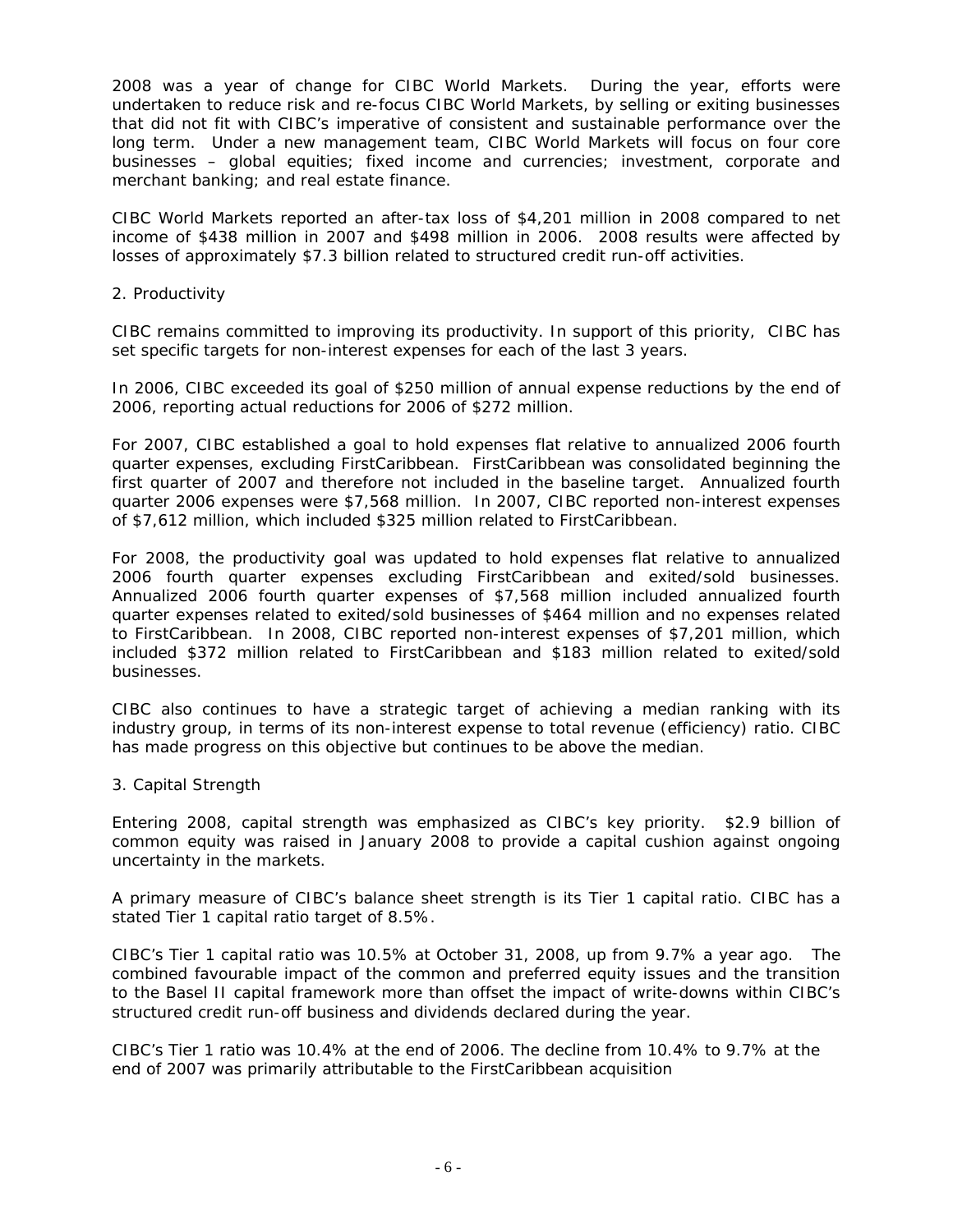2008 was a year of change for CIBC World Markets. During the year, efforts were undertaken to reduce risk and re-focus CIBC World Markets, by selling or exiting businesses that did not fit with CIBC's imperative of consistent and sustainable performance over the long term. Under a new management team, CIBC World Markets will focus on four core businesses – global equities; fixed income and currencies; investment, corporate and merchant banking; and real estate finance.

CIBC World Markets reported an after-tax loss of $4,201 million in 2008 compared to net income of $438 million in 2007 and $498 million in 2006. 2008 results were affected by losses of approximately $7.3 billion related to structured credit run-off activities.

## 2. Productivity

CIBC remains committed to improving its productivity. In support of this priority, CIBC has set specific targets for non-interest expenses for each of the last 3 years.

In 2006, CIBC exceeded its goal of $250 million of annual expense reductions by the end of 2006, reporting actual reductions for 2006 of $272 million.

For 2007, CIBC established a goal to hold expenses flat relative to annualized 2006 fourth quarter expenses, excluding FirstCaribbean. FirstCaribbean was consolidated beginning the first quarter of 2007 and therefore not included in the baseline target. Annualized fourth quarter 2006 expenses were $7,568 million. In 2007, CIBC reported non-interest expenses of $7,612 million, which included $325 million related to FirstCaribbean.

For 2008, the productivity goal was updated to hold expenses flat relative to annualized 2006 fourth quarter expenses excluding FirstCaribbean and exited/sold businesses. Annualized 2006 fourth quarter expenses of $7,568 million included annualized fourth quarter expenses related to exited/sold businesses of $464 million and no expenses related to FirstCaribbean. In 2008, CIBC reported non-interest expenses of $7,201 million, which included $372 million related to FirstCaribbean and $183 million related to exited/sold businesses.

CIBC also continues to have a strategic target of achieving a median ranking with its industry group, in terms of its non-interest expense to total revenue (efficiency) ratio. CIBC has made progress on this objective but continues to be above the median.

## 3. Capital Strength

Entering 2008, capital strength was emphasized as CIBC's key priority. $2.9 billion of common equity was raised in January 2008 to provide a capital cushion against ongoing uncertainty in the markets.

A primary measure of CIBC's balance sheet strength is its Tier 1 capital ratio. CIBC has a stated Tier 1 capital ratio target of 8.5%.

CIBC's Tier 1 capital ratio was 10.5% at October 31, 2008, up from 9.7% a year ago. The combined favourable impact of the common and preferred equity issues and the transition to the Basel II capital framework more than offset the impact of write-downs within CIBC's structured credit run-off business and dividends declared during the year.

CIBC's Tier 1 ratio was 10.4% at the end of 2006. The decline from 10.4% to 9.7% at the end of 2007 was primarily attributable to the FirstCaribbean acquisition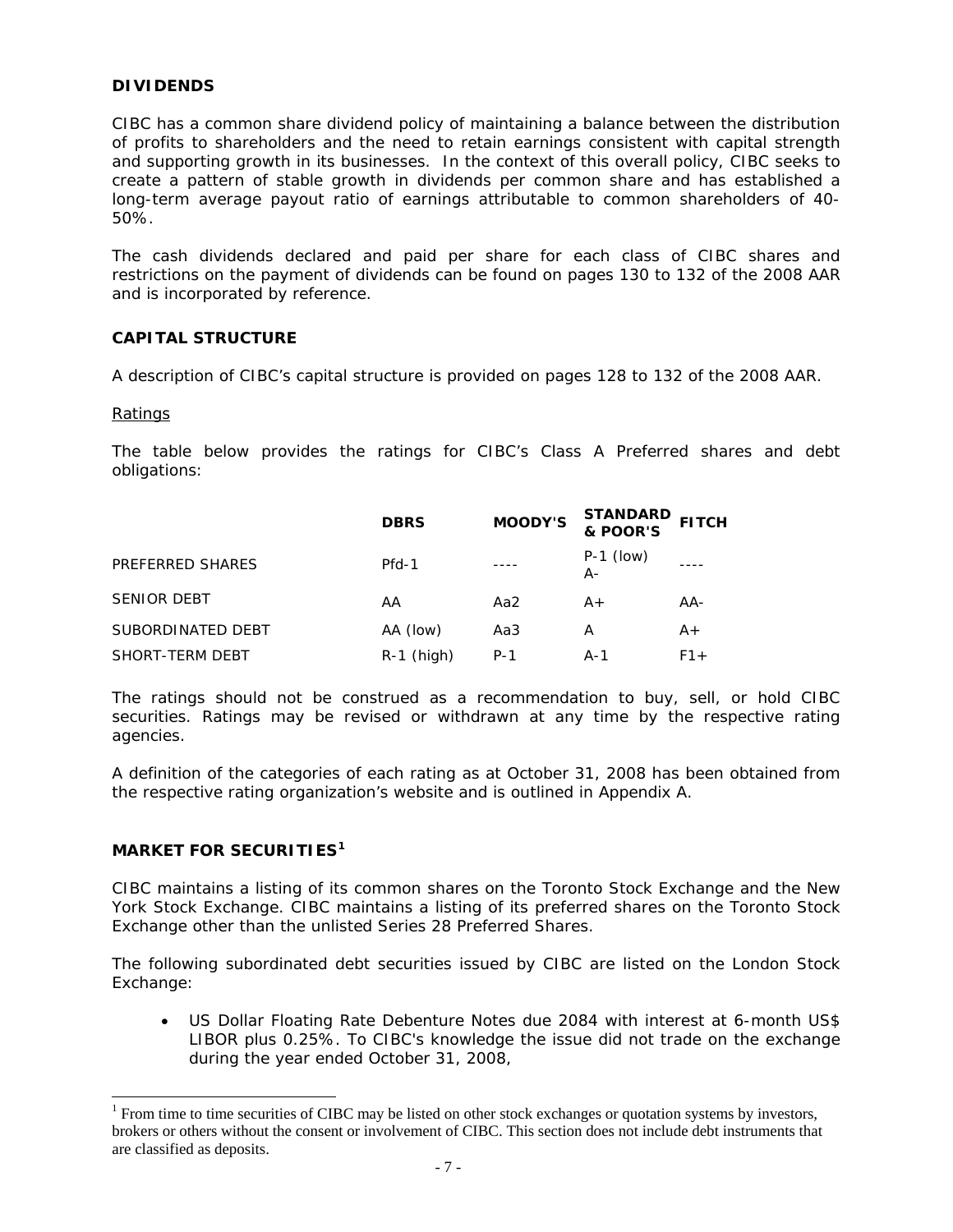## DIVIDENDS

CIBC has a common share dividend policy of maintaining a balance between the distribution of profits to shareholders and the need to retain earnings consistent with capital strength and supporting growth in its businesses. In the context of this overall policy, CIBC seeks to create a pattern of stable growth in dividends per common share and has established a long-term average payout ratio of earnings attributable to common shareholders of 40-50%.

The cash dividends declared and paid per share for each class of CIBC shares and restrictions on the payment of dividends can be found on pages 130 to 132 of the 2008 AAR and is incorporated by reference.

## CAPITAL STRUCTURE

A description of CIBC's capital structure is provided on pages 128 to 132 of the 2008 AAR.

Ratings

The table below provides the ratings for CIBC's Class A Preferred shares and debt obligations:

| | DBRS | MOODY'S | STANDARD & POOR'S | FITCH |
|---|---|---|---|---|
| PREFERRED SHARES | Pfd-1 | ---- | P-1 (low) A- | ---- |
| SENIOR DEBT | AA | Aa2 | A+ | AA- |
| SUBORDINATED DEBT | AA (low) | Aa3 | A | A+ |
| SHORT-TERM DEBT | R-1 (high) | P-1 | A-1 | F1+ |

The ratings should not be construed as a recommendation to buy, sell, or hold CIBC securities. Ratings may be revised or withdrawn at any time by the respective rating agencies.

A definition of the categories of each rating as at October 31, 2008 has been obtained from the respective rating organization's website and is outlined in Appendix A.

## MARKET FOR SECURITIES[1]

CIBC maintains a listing of its common shares on the Toronto Stock Exchange and the New York Stock Exchange. CIBC maintains a listing of its preferred shares on the Toronto Stock Exchange other than the unlisted Series 28 Preferred Shares.

The following subordinated debt securities issued by CIBC are listed on the London Stock Exchange:

- US Dollar Floating Rate Debenture Notes due 2084 with interest at 6-month US$ LIBOR plus 0.25%. To CIBC's knowledge the issue did not trade on the exchange during the year ended October 31, 2008,

[1] From time to time securities of CIBC may be listed on other stock exchanges or quotation systems by investors, brokers or others without the consent or involvement of CIBC. This section does not include debt instruments that are classified as deposits.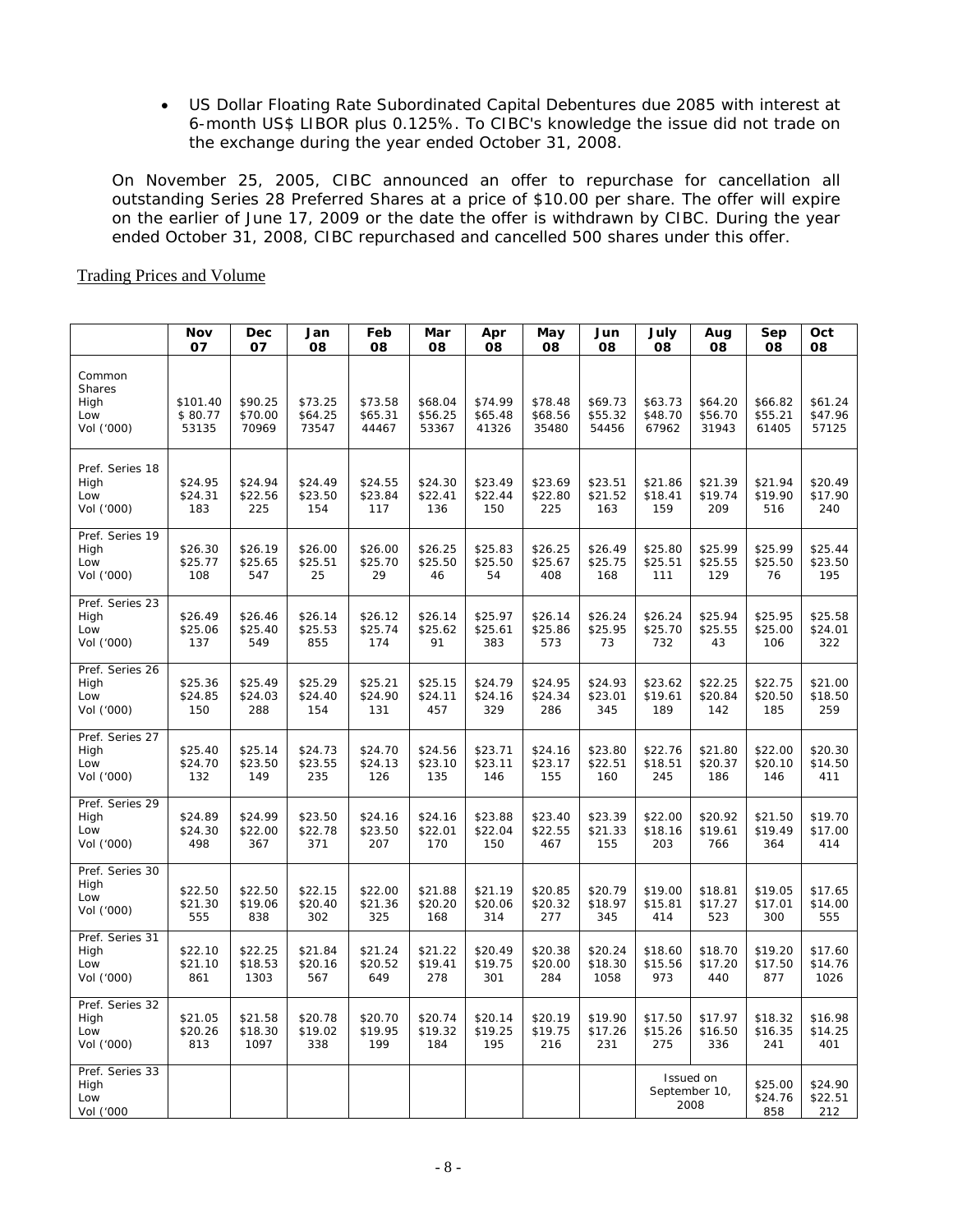- US Dollar Floating Rate Subordinated Capital Debentures due 2085 with interest at 6-month US$ LIBOR plus 0.125%. To CIBC's knowledge the issue did not trade on the exchange during the year ended October 31, 2008.

On November 25, 2005, CIBC announced an offer to repurchase for cancellation all outstanding Series 28 Preferred Shares at a price of $10.00 per share. The offer will expire on the earlier of June 17, 2009 or the date the offer is withdrawn by CIBC. During the year ended October 31, 2008, CIBC repurchased and cancelled 500 shares under this offer.

Trading Prices and Volume

| | Nov 07 | Dec 07 | Jan 08 | Feb 08 | Mar 08 | Apr 08 | May 08 | Jun 08 | July 08 | Aug 08 | Sep 08 | Oct 08 |
|---|---|---|---|---|---|---|---|---|---|---|---|---|
| **Common Shares** | | | | | | | | | | | | |
| High | $101.40 | $90.25 | $73.25 | $73.58 | $68.04 | $74.99 | $78.48 | $69.73 | $63.73 | $64.20 | $66.82 | $61.24 |
| Low | $ 80.77 | $70.00 | $64.25 | $65.31 | $56.25 | $65.48 | $68.56 | $55.32 | $48.70 | $56.70 | $55.21 | $47.96 |
| Vol ('000) | 53135 | 70969 | 73547 | 44467 | 53367 | 41326 | 35480 | 54456 | 67962 | 31943 | 61405 | 57125 |
| **Pref. Series 18** | | | | | | | | | | | | |
| High | $24.95 | $24.94 | $24.49 | $24.55 | $24.30 | $23.49 | $23.69 | $23.51 | $21.86 | $21.39 | $21.94 | $20.49 |
| Low | $24.31 | $22.56 | $23.50 | $23.84 | $22.41 | $22.44 | $22.80 | $21.52 | $18.41 | $19.74 | $19.90 | $17.90 |
| Vol ('000) | 183 | 225 | 154 | 117 | 136 | 150 | 225 | 163 | 159 | 209 | 516 | 240 |
| **Pref. Series 19** | | | | | | | | | | | | |
| High | $26.30 | $26.19 | $26.00 | $26.00 | $26.25 | $25.83 | $26.25 | $26.49 | $25.80 | $25.99 | $25.99 | $25.44 |
| Low | $25.77 | $25.65 | $25.51 | $25.70 | $25.50 | $25.50 | $25.67 | $25.75 | $25.51 | $25.55 | $25.50 | $23.50 |
| Vol ('000) | 108 | 547 | 25 | 29 | 46 | 54 | 408 | 168 | 111 | 129 | 76 | 195 |
| **Pref. Series 23** | | | | | | | | | | | | |
| High | $26.49 | $26.46 | $26.14 | $26.12 | $26.14 | $25.97 | $26.14 | $26.24 | $26.24 | $25.94 | $25.95 | $25.58 |
| Low | $25.06 | $25.40 | $25.53 | $25.74 | $25.62 | $25.61 | $25.86 | $25.95 | $25.70 | $25.55 | $25.00 | $24.01 |
| Vol ('000) | 137 | 549 | 855 | 174 | 91 | 383 | 573 | 73 | 732 | 43 | 106 | 322 |
| **Pref. Series 26** | | | | | | | | | | | | |
| High | $25.36 | $25.49 | $25.29 | $25.21 | $25.15 | $24.79 | $24.95 | $24.93 | $23.62 | $22.25 | $22.75 | $21.00 |
| Low | $24.85 | $24.03 | $24.40 | $24.90 | $24.11 | $24.16 | $24.34 | $23.01 | $19.61 | $20.84 | $20.50 | $18.50 |
| Vol ('000) | 150 | 288 | 154 | 131 | 457 | 329 | 286 | 345 | 189 | 142 | 185 | 259 |
| **Pref. Series 27** | | | | | | | | | | | | |
| High | $25.40 | $25.14 | $24.73 | $24.70 | $24.56 | $23.71 | $24.16 | $23.80 | $22.76 | $21.80 | $22.00 | $20.30 |
| Low | $24.70 | $23.50 | $23.55 | $24.13 | $23.10 | $23.11 | $23.17 | $22.51 | $18.51 | $20.37 | $20.10 | $14.50 |
| Vol ('000) | 132 | 149 | 235 | 126 | 135 | 146 | 155 | 160 | 245 | 186 | 146 | 411 |
| **Pref. Series 29** | | | | | | | | | | | | |
| High | $24.89 | $24.99 | $23.50 | $24.16 | $24.16 | $23.88 | $23.40 | $23.39 | $22.00 | $20.92 | $21.50 | $19.70 |
| Low | $24.30 | $22.00 | $22.78 | $23.50 | $22.01 | $22.04 | $22.55 | $21.33 | $18.16 | $19.61 | $19.49 | $17.00 |
| Vol ('000) | 498 | 367 | 371 | 207 | 170 | 150 | 467 | 155 | 203 | 766 | 364 | 414 |
| **Pref. Series 30** | | | | | | | | | | | | |
| High | $22.50 | $22.50 | $22.15 | $22.00 | $21.88 | $21.19 | $20.85 | $20.79 | $19.00 | $18.81 | $19.05 | $17.65 |
| Low | $21.30 | $19.06 | $20.40 | $21.36 | $20.20 | $20.06 | $20.32 | $18.97 | $15.81 | $17.27 | $17.01 | $14.00 |
| Vol ('000) | 555 | 838 | 302 | 325 | 168 | 314 | 277 | 345 | 414 | 523 | 300 | 555 |
| **Pref. Series 31** | | | | | | | | | | | | |
| High | $22.10 | $22.25 | $21.84 | $21.24 | $21.22 | $20.49 | $20.38 | $20.24 | $18.60 | $18.70 | $19.20 | $17.60 |
| Low | $21.10 | $18.53 | $20.16 | $20.52 | $19.41 | $19.75 | $20.00 | $18.30 | $15.56 | $17.20 | $17.50 | $14.76 |
| Vol ('000) | 861 | 1303 | 567 | 649 | 278 | 301 | 284 | 1058 | 973 | 440 | 877 | 1026 |
| **Pref. Series 32** | | | | | | | | | | | | |
| High | $21.05 | $21.58 | $20.78 | $20.70 | $20.74 | $20.14 | $20.19 | $19.90 | $17.50 | $17.97 | $18.32 | $16.98 |
| Low | $20.26 | $18.30 | $19.02 | $19.95 | $19.32 | $19.25 | $19.75 | $17.26 | $15.26 | $16.50 | $16.35 | $14.25 |
| Vol ('000) | 813 | 1097 | 338 | 199 | 184 | 195 | 216 | 231 | 275 | 336 | 241 | 401 |
| **Pref. Series 33** | | | | | | | | | Issued on September 10, 2008 | | | |
| High | | | | | | | | | | | $25.00 | $24.90 |
| Low | | | | | | | | | | | $24.76 | $22.51 |
| Vol ('000 | | | | | | | | | | | 858 | 212 |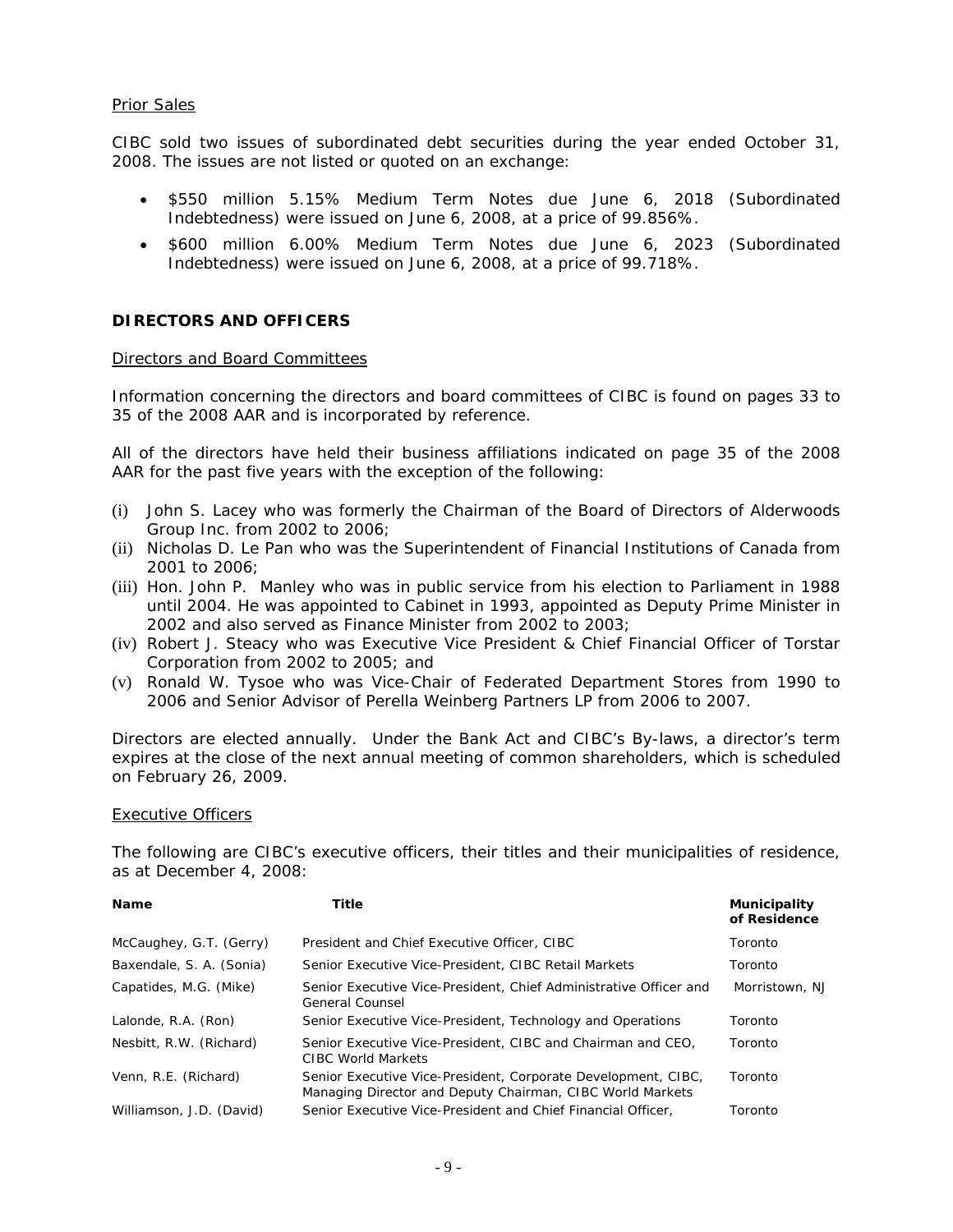Prior Sales

CIBC sold two issues of subordinated debt securities during the year ended October 31, 2008. The issues are not listed or quoted on an exchange:

- $550 million 5.15% Medium Term Notes due June 6, 2018 (Subordinated Indebtedness) were issued on June 6, 2008, at a price of 99.856%.
- $600 million 6.00% Medium Term Notes due June 6, 2023 (Subordinated Indebtedness) were issued on June 6, 2008, at a price of 99.718%.

## DIRECTORS AND OFFICERS

Directors and Board Committees

Information concerning the directors and board committees of CIBC is found on pages 33 to 35 of the 2008 AAR and is incorporated by reference.

All of the directors have held their business affiliations indicated on page 35 of the 2008 AAR for the past five years with the exception of the following:

(i) John S. Lacey who was formerly the Chairman of the Board of Directors of Alderwoods Group Inc. from 2002 to 2006;
(ii) Nicholas D. Le Pan who was the Superintendent of Financial Institutions of Canada from 2001 to 2006;
(iii) Hon. John P. Manley who was in public service from his election to Parliament in 1988 until 2004. He was appointed to Cabinet in 1993, appointed as Deputy Prime Minister in 2002 and also served as Finance Minister from 2002 to 2003;
(iv) Robert J. Steacy who was Executive Vice President & Chief Financial Officer of Torstar Corporation from 2002 to 2005; and
(v) Ronald W. Tysoe who was Vice-Chair of Federated Department Stores from 1990 to 2006 and Senior Advisor of Perella Weinberg Partners LP from 2006 to 2007.

Directors are elected annually. Under the Bank Act and CIBC's By-laws, a director's term expires at the close of the next annual meeting of common shareholders, which is scheduled on February 26, 2009.

Executive Officers

The following are CIBC's executive officers, their titles and their municipalities of residence, as at December 4, 2008:

| Name | Title | Municipality of Residence |
|---|---|---|
| McCaughey, G.T. (Gerry) | President and Chief Executive Officer, CIBC | Toronto |
| Baxendale, S. A. (Sonia) | Senior Executive Vice-President, CIBC Retail Markets | Toronto |
| Capatides, M.G. (Mike) | Senior Executive Vice-President, Chief Administrative Officer and General Counsel | Morristown, NJ |
| Lalonde, R.A. (Ron) | Senior Executive Vice-President, Technology and Operations | Toronto |
| Nesbitt, R.W. (Richard) | Senior Executive Vice-President, CIBC and Chairman and CEO, CIBC World Markets | Toronto |
| Venn, R.E. (Richard) | Senior Executive Vice-President, Corporate Development, CIBC, Managing Director and Deputy Chairman, CIBC World Markets | Toronto |
| Williamson, J.D. (David) | Senior Executive Vice-President and Chief Financial Officer, | Toronto |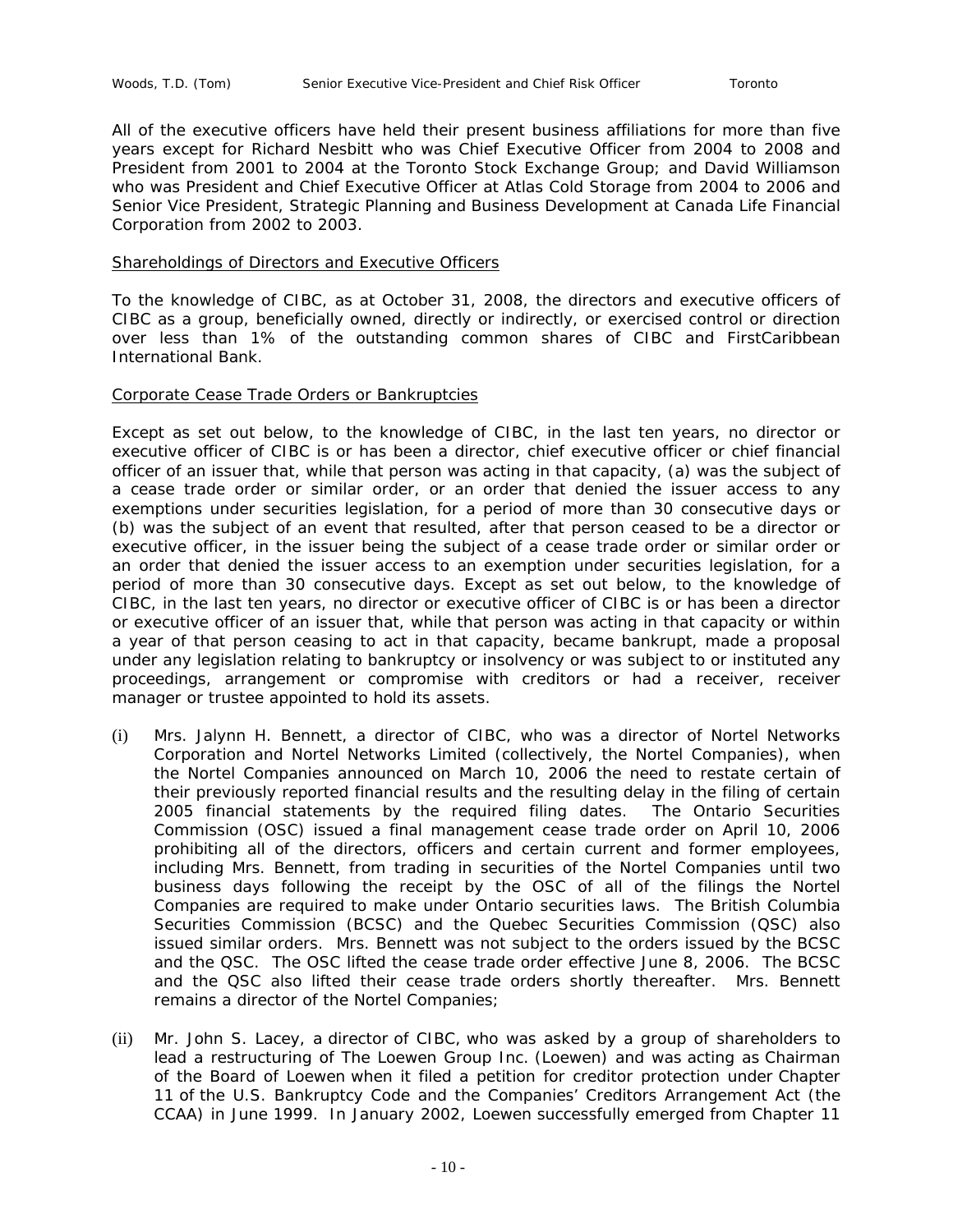| Woods, T.D. (Tom) | Senior Executive Vice-President and Chief Risk Officer | Toronto |
|---|---|---|

All of the executive officers have held their present business affiliations for more than five years except for Richard Nesbitt who was Chief Executive Officer from 2004 to 2008 and President from 2001 to 2004 at the Toronto Stock Exchange Group; and David Williamson who was President and Chief Executive Officer at Atlas Cold Storage from 2004 to 2006 and Senior Vice President, Strategic Planning and Business Development at Canada Life Financial Corporation from 2002 to 2003.

Shareholdings of Directors and Executive Officers

To the knowledge of CIBC, as at October 31, 2008, the directors and executive officers of CIBC as a group, beneficially owned, directly or indirectly, or exercised control or direction over less than 1% of the outstanding common shares of CIBC and FirstCaribbean International Bank.

Corporate Cease Trade Orders or Bankruptcies

Except as set out below, to the knowledge of CIBC, in the last ten years, no director or executive officer of CIBC is or has been a director, chief executive officer or chief financial officer of an issuer that, while that person was acting in that capacity, (a) was the subject of a cease trade order or similar order, or an order that denied the issuer access to any exemptions under securities legislation, for a period of more than 30 consecutive days or (b) was the subject of an event that resulted, after that person ceased to be a director or executive officer, in the issuer being the subject of a cease trade order or similar order or an order that denied the issuer access to an exemption under securities legislation, for a period of more than 30 consecutive days. Except as set out below, to the knowledge of CIBC, in the last ten years, no director or executive officer of CIBC is or has been a director or executive officer of an issuer that, while that person was acting in that capacity or within a year of that person ceasing to act in that capacity, became bankrupt, made a proposal under any legislation relating to bankruptcy or insolvency or was subject to or instituted any proceedings, arrangement or compromise with creditors or had a receiver, receiver manager or trustee appointed to hold its assets.

(i) Mrs. Jalynn H. Bennett, a director of CIBC, who was a director of Nortel Networks Corporation and Nortel Networks Limited (collectively, the Nortel Companies), when the Nortel Companies announced on March 10, 2006 the need to restate certain of their previously reported financial results and the resulting delay in the filing of certain 2005 financial statements by the required filing dates. The Ontario Securities Commission (OSC) issued a final management cease trade order on April 10, 2006 prohibiting all of the directors, officers and certain current and former employees, including Mrs. Bennett, from trading in securities of the Nortel Companies until two business days following the receipt by the OSC of all of the filings the Nortel Companies are required to make under Ontario securities laws. The British Columbia Securities Commission (BCSC) and the Quebec Securities Commission (QSC) also issued similar orders. Mrs. Bennett was not subject to the orders issued by the BCSC and the QSC. The OSC lifted the cease trade order effective June 8, 2006. The BCSC and the QSC also lifted their cease trade orders shortly thereafter. Mrs. Bennett remains a director of the Nortel Companies;

(ii) Mr. John S. Lacey, a director of CIBC, who was asked by a group of shareholders to lead a restructuring of The Loewen Group Inc. (Loewen) and was acting as Chairman of the Board of Loewen when it filed a petition for creditor protection under Chapter 11 of the U.S. Bankruptcy Code and the Companies' Creditors Arrangement Act (the CCAA) in June 1999. In January 2002, Loewen successfully emerged from Chapter 11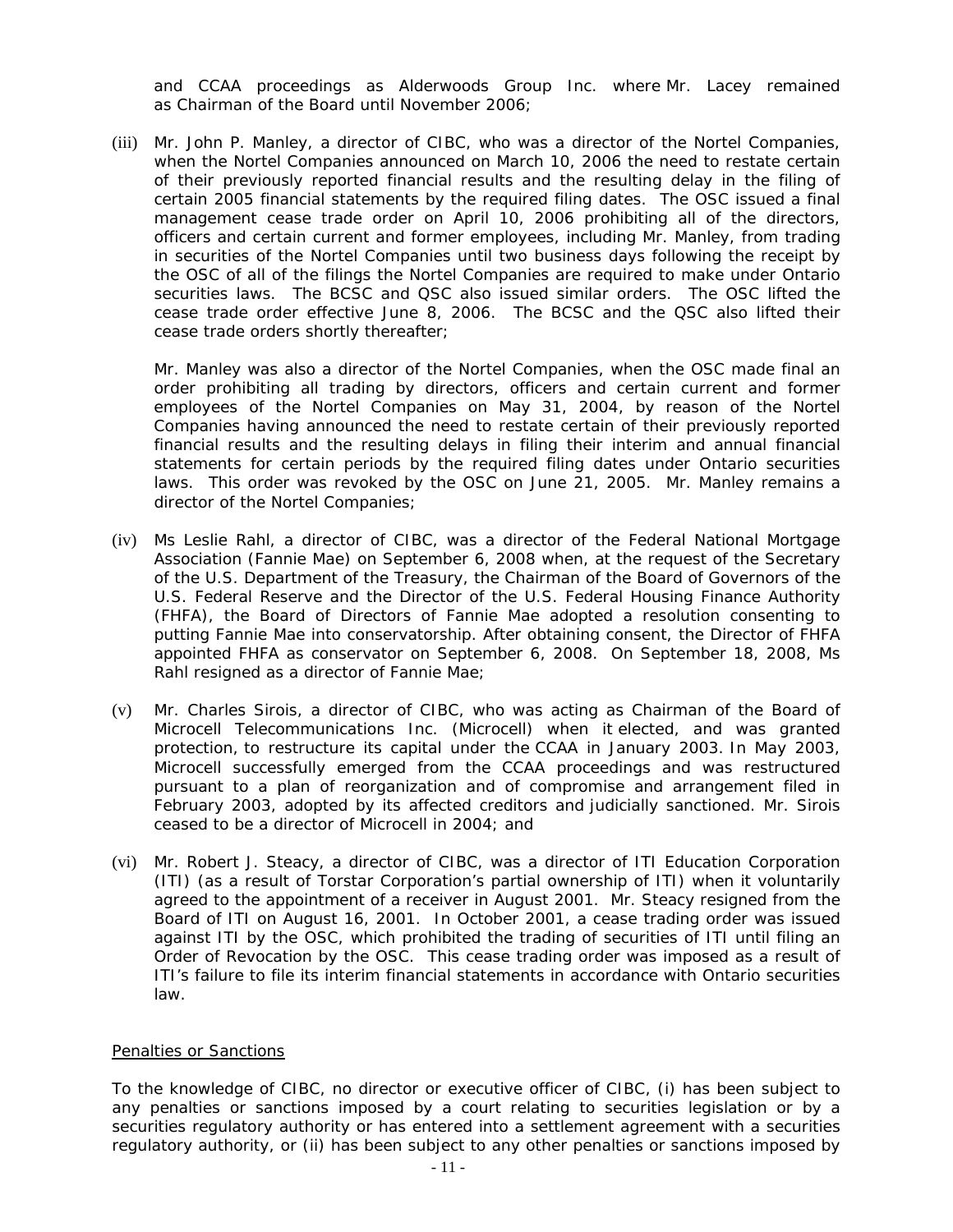and CCAA proceedings as Alderwoods Group Inc. where Mr. Lacey remained as Chairman of the Board until November 2006;

(iii) Mr. John P. Manley, a director of CIBC, who was a director of the Nortel Companies, when the Nortel Companies announced on March 10, 2006 the need to restate certain of their previously reported financial results and the resulting delay in the filing of certain 2005 financial statements by the required filing dates. The OSC issued a final management cease trade order on April 10, 2006 prohibiting all of the directors, officers and certain current and former employees, including Mr. Manley, from trading in securities of the Nortel Companies until two business days following the receipt by the OSC of all of the filings the Nortel Companies are required to make under Ontario securities laws. The BCSC and QSC also issued similar orders. The OSC lifted the cease trade order effective June 8, 2006. The BCSC and the QSC also lifted their cease trade orders shortly thereafter;

Mr. Manley was also a director of the Nortel Companies, when the OSC made final an order prohibiting all trading by directors, officers and certain current and former employees of the Nortel Companies on May 31, 2004, by reason of the Nortel Companies having announced the need to restate certain of their previously reported financial results and the resulting delays in filing their interim and annual financial statements for certain periods by the required filing dates under Ontario securities laws. This order was revoked by the OSC on June 21, 2005. Mr. Manley remains a director of the Nortel Companies;

(iv) Ms Leslie Rahl, a director of CIBC, was a director of the Federal National Mortgage Association (Fannie Mae) on September 6, 2008 when, at the request of the Secretary of the U.S. Department of the Treasury, the Chairman of the Board of Governors of the U.S. Federal Reserve and the Director of the U.S. Federal Housing Finance Authority (FHFA), the Board of Directors of Fannie Mae adopted a resolution consenting to putting Fannie Mae into conservatorship. After obtaining consent, the Director of FHFA appointed FHFA as conservator on September 6, 2008. On September 18, 2008, Ms Rahl resigned as a director of Fannie Mae;

(v) Mr. Charles Sirois, a director of CIBC, who was acting as Chairman of the Board of Microcell Telecommunications Inc. (Microcell) when it elected, and was granted protection, to restructure its capital under the CCAA in January 2003. In May 2003, Microcell successfully emerged from the CCAA proceedings and was restructured pursuant to a plan of reorganization and of compromise and arrangement filed in February 2003, adopted by its affected creditors and judicially sanctioned. Mr. Sirois ceased to be a director of Microcell in 2004; and

(vi) Mr. Robert J. Steacy, a director of CIBC, was a director of ITI Education Corporation (ITI) (as a result of Torstar Corporation's partial ownership of ITI) when it voluntarily agreed to the appointment of a receiver in August 2001. Mr. Steacy resigned from the Board of ITI on August 16, 2001. In October 2001, a cease trading order was issued against ITI by the OSC, which prohibited the trading of securities of ITI until filing an Order of Revocation by the OSC. This cease trading order was imposed as a result of ITI's failure to file its interim financial statements in accordance with Ontario securities law.

## Penalties or Sanctions

To the knowledge of CIBC, no director or executive officer of CIBC, (i) has been subject to any penalties or sanctions imposed by a court relating to securities legislation or by a securities regulatory authority or has entered into a settlement agreement with a securities regulatory authority, or (ii) has been subject to any other penalties or sanctions imposed by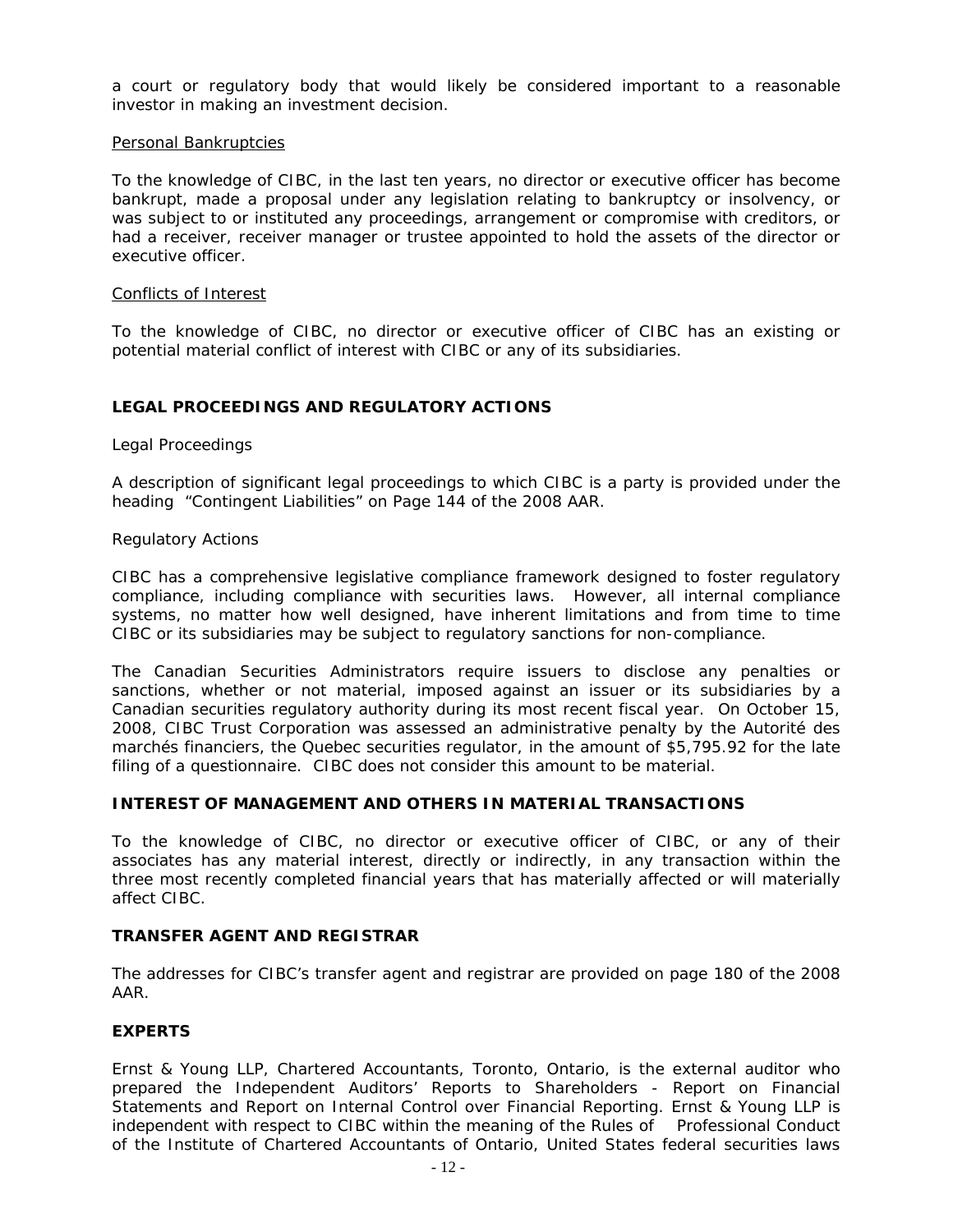a court or regulatory body that would likely be considered important to a reasonable investor in making an investment decision.

Personal Bankruptcies

To the knowledge of CIBC, in the last ten years, no director or executive officer has become bankrupt, made a proposal under any legislation relating to bankruptcy or insolvency, or was subject to or instituted any proceedings, arrangement or compromise with creditors, or had a receiver, receiver manager or trustee appointed to hold the assets of the director or executive officer.

Conflicts of Interest

To the knowledge of CIBC, no director or executive officer of CIBC has an existing or potential material conflict of interest with CIBC or any of its subsidiaries.

## LEGAL PROCEEDINGS AND REGULATORY ACTIONS

Legal Proceedings

A description of significant legal proceedings to which CIBC is a party is provided under the heading "Contingent Liabilities" on Page 144 of the 2008 AAR.

Regulatory Actions

CIBC has a comprehensive legislative compliance framework designed to foster regulatory compliance, including compliance with securities laws. However, all internal compliance systems, no matter how well designed, have inherent limitations and from time to time CIBC or its subsidiaries may be subject to regulatory sanctions for non-compliance.

The Canadian Securities Administrators require issuers to disclose any penalties or sanctions, whether or not material, imposed against an issuer or its subsidiaries by a Canadian securities regulatory authority during its most recent fiscal year. On October 15, 2008, CIBC Trust Corporation was assessed an administrative penalty by the Autorité des marchés financiers, the Quebec securities regulator, in the amount of $5,795.92 for the late filing of a questionnaire. CIBC does not consider this amount to be material.

## INTEREST OF MANAGEMENT AND OTHERS IN MATERIAL TRANSACTIONS

To the knowledge of CIBC, no director or executive officer of CIBC, or any of their associates has any material interest, directly or indirectly, in any transaction within the three most recently completed financial years that has materially affected or will materially affect CIBC.

## TRANSFER AGENT AND REGISTRAR

The addresses for CIBC's transfer agent and registrar are provided on page 180 of the 2008 AAR.

## EXPERTS

Ernst & Young LLP, Chartered Accountants, Toronto, Ontario, is the external auditor who prepared the Independent Auditors' Reports to Shareholders - Report on Financial Statements and Report on Internal Control over Financial Reporting. Ernst & Young LLP is independent with respect to CIBC within the meaning of the Rules of Professional Conduct of the Institute of Chartered Accountants of Ontario, United States federal securities laws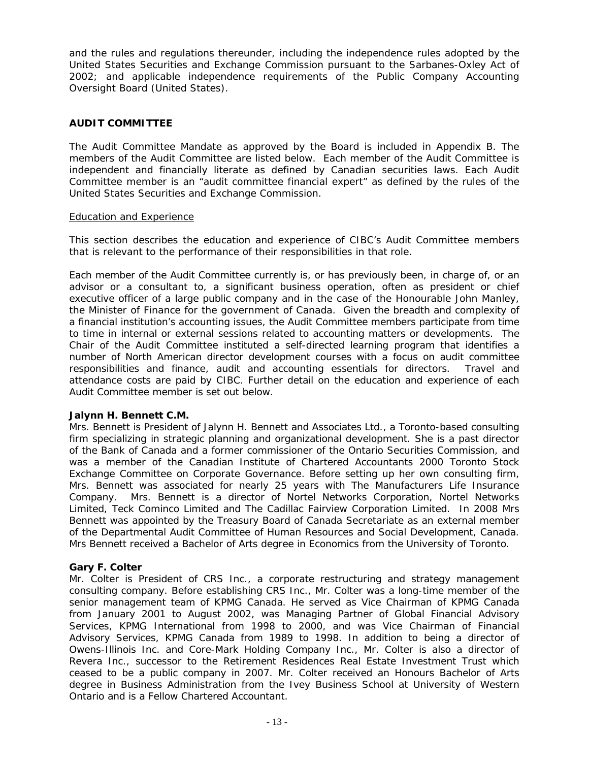and the rules and regulations thereunder, including the independence rules adopted by the United States Securities and Exchange Commission pursuant to the Sarbanes-Oxley Act of 2002; and applicable independence requirements of the Public Company Accounting Oversight Board (United States).

## AUDIT COMMITTEE

The Audit Committee Mandate as approved by the Board is included in Appendix B. The members of the Audit Committee are listed below. Each member of the Audit Committee is independent and financially literate as defined by Canadian securities laws. Each Audit Committee member is an "audit committee financial expert" as defined by the rules of the United States Securities and Exchange Commission.

### Education and Experience

This section describes the education and experience of CIBC's Audit Committee members that is relevant to the performance of their responsibilities in that role.

Each member of the Audit Committee currently is, or has previously been, in charge of, or an advisor or a consultant to, a significant business operation, often as president or chief executive officer of a large public company and in the case of the Honourable John Manley, the Minister of Finance for the government of Canada. Given the breadth and complexity of a financial institution's accounting issues, the Audit Committee members participate from time to time in internal or external sessions related to accounting matters or developments. The Chair of the Audit Committee instituted a self-directed learning program that identifies a number of North American director development courses with a focus on audit committee responsibilities and finance, audit and accounting essentials for directors. Travel and attendance costs are paid by CIBC. Further detail on the education and experience of each Audit Committee member is set out below.

**Jalynn H. Bennett C.M.**
Mrs. Bennett is President of Jalynn H. Bennett and Associates Ltd., a Toronto-based consulting firm specializing in strategic planning and organizational development. She is a past director of the Bank of Canada and a former commissioner of the Ontario Securities Commission, and was a member of the Canadian Institute of Chartered Accountants 2000 Toronto Stock Exchange Committee on Corporate Governance. Before setting up her own consulting firm, Mrs. Bennett was associated for nearly 25 years with The Manufacturers Life Insurance Company. Mrs. Bennett is a director of Nortel Networks Corporation, Nortel Networks Limited, Teck Cominco Limited and The Cadillac Fairview Corporation Limited. In 2008 Mrs Bennett was appointed by the Treasury Board of Canada Secretariate as an external member of the Departmental Audit Committee of Human Resources and Social Development, Canada. Mrs Bennett received a Bachelor of Arts degree in Economics from the University of Toronto.

**Gary F. Colter**
Mr. Colter is President of CRS Inc., a corporate restructuring and strategy management consulting company. Before establishing CRS Inc., Mr. Colter was a long-time member of the senior management team of KPMG Canada. He served as Vice Chairman of KPMG Canada from January 2001 to August 2002, was Managing Partner of Global Financial Advisory Services, KPMG International from 1998 to 2000, and was Vice Chairman of Financial Advisory Services, KPMG Canada from 1989 to 1998. In addition to being a director of Owens-Illinois Inc. and Core-Mark Holding Company Inc., Mr. Colter is also a director of Revera Inc., successor to the Retirement Residences Real Estate Investment Trust which ceased to be a public company in 2007. Mr. Colter received an Honours Bachelor of Arts degree in Business Administration from the Ivey Business School at University of Western Ontario and is a Fellow Chartered Accountant.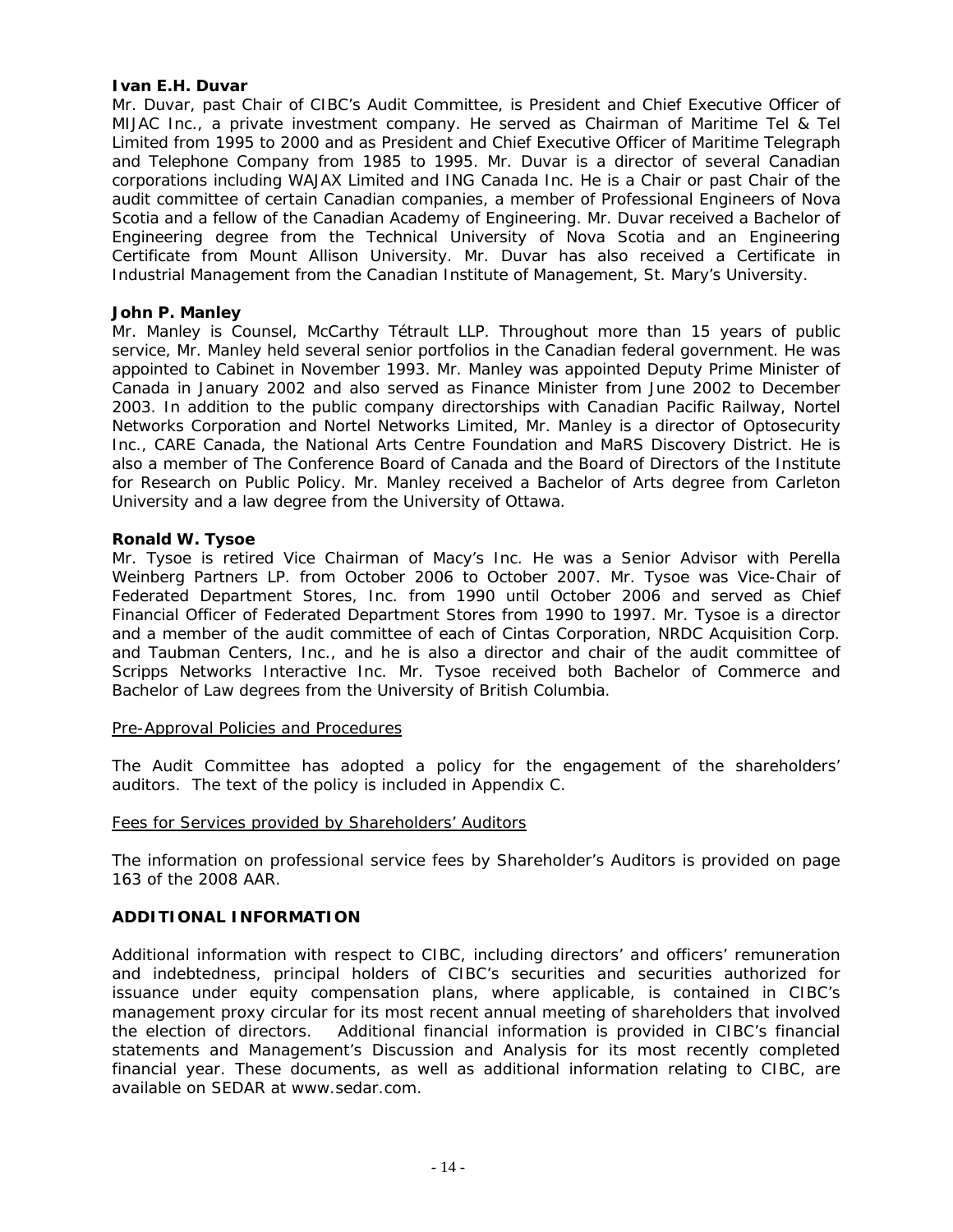**Ivan E.H. Duvar**

Mr. Duvar, past Chair of CIBC's Audit Committee, is President and Chief Executive Officer of MIJAC Inc., a private investment company. He served as Chairman of Maritime Tel & Tel Limited from 1995 to 2000 and as President and Chief Executive Officer of Maritime Telegraph and Telephone Company from 1985 to 1995. Mr. Duvar is a director of several Canadian corporations including WAJAX Limited and ING Canada Inc. He is a Chair or past Chair of the audit committee of certain Canadian companies, a member of Professional Engineers of Nova Scotia and a fellow of the Canadian Academy of Engineering. Mr. Duvar received a Bachelor of Engineering degree from the Technical University of Nova Scotia and an Engineering Certificate from Mount Allison University. Mr. Duvar has also received a Certificate in Industrial Management from the Canadian Institute of Management, St. Mary's University.

**John P. Manley**

Mr. Manley is Counsel, McCarthy Tétrault LLP. Throughout more than 15 years of public service, Mr. Manley held several senior portfolios in the Canadian federal government. He was appointed to Cabinet in November 1993. Mr. Manley was appointed Deputy Prime Minister of Canada in January 2002 and also served as Finance Minister from June 2002 to December 2003. In addition to the public company directorships with Canadian Pacific Railway, Nortel Networks Corporation and Nortel Networks Limited, Mr. Manley is a director of Optosecurity Inc., CARE Canada, the National Arts Centre Foundation and MaRS Discovery District. He is also a member of The Conference Board of Canada and the Board of Directors of the Institute for Research on Public Policy. Mr. Manley received a Bachelor of Arts degree from Carleton University and a law degree from the University of Ottawa.

**Ronald W. Tysoe**

Mr. Tysoe is retired Vice Chairman of Macy's Inc. He was a Senior Advisor with Perella Weinberg Partners LP. from October 2006 to October 2007. Mr. Tysoe was Vice-Chair of Federated Department Stores, Inc. from 1990 until October 2006 and served as Chief Financial Officer of Federated Department Stores from 1990 to 1997. Mr. Tysoe is a director and a member of the audit committee of each of Cintas Corporation, NRDC Acquisition Corp. and Taubman Centers, Inc., and he is also a director and chair of the audit committee of Scripps Networks Interactive Inc. Mr. Tysoe received both Bachelor of Commerce and Bachelor of Law degrees from the University of British Columbia.

<u>Pre-Approval Policies and Procedures</u>

The Audit Committee has adopted a policy for the engagement of the shareholders' auditors. The text of the policy is included in Appendix C.

<u>Fees for Services provided by Shareholders' Auditors</u>

The information on professional service fees by Shareholder's Auditors is provided on page 163 of the 2008 AAR.

## ADDITIONAL INFORMATION

Additional information with respect to CIBC, including directors' and officers' remuneration and indebtedness, principal holders of CIBC's securities and securities authorized for issuance under equity compensation plans, where applicable, is contained in CIBC's management proxy circular for its most recent annual meeting of shareholders that involved the election of directors. Additional financial information is provided in CIBC's financial statements and Management's Discussion and Analysis for its most recently completed financial year. These documents, as well as additional information relating to CIBC, are available on SEDAR at www.sedar.com.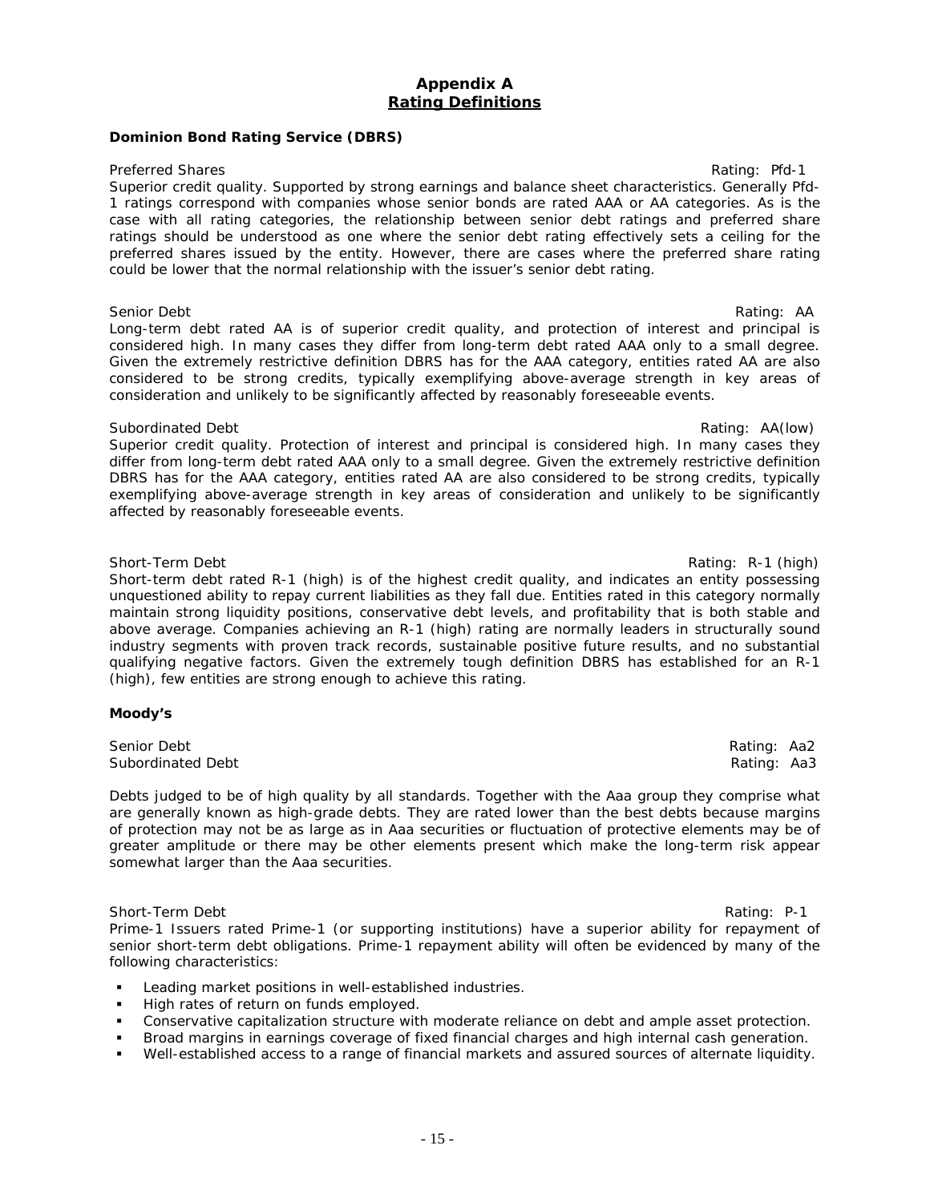# Appendix A
## Rating Definitions

**Dominion Bond Rating Service (DBRS)**

Preferred Shares — Rating: Pfd-1

Superior credit quality. Supported by strong earnings and balance sheet characteristics. Generally Pfd-1 ratings correspond with companies whose senior bonds are rated AAA or AA categories. As is the case with all rating categories, the relationship between senior debt ratings and preferred share ratings should be understood as one where the senior debt rating effectively sets a ceiling for the preferred shares issued by the entity. However, there are cases where the preferred share rating could be lower that the normal relationship with the issuer's senior debt rating.

Senior Debt — Rating: AA

Long-term debt rated AA is of superior credit quality, and protection of interest and principal is considered high. In many cases they differ from long-term debt rated AAA only to a small degree. Given the extremely restrictive definition DBRS has for the AAA category, entities rated AA are also considered to be strong credits, typically exemplifying above-average strength in key areas of consideration and unlikely to be significantly affected by reasonably foreseeable events.

Subordinated Debt — Rating: AA(low)

Superior credit quality. Protection of interest and principal is considered high. In many cases they differ from long-term debt rated AAA only to a small degree. Given the extremely restrictive definition DBRS has for the AAA category, entities rated AA are also considered to be strong credits, typically exemplifying above-average strength in key areas of consideration and unlikely to be significantly affected by reasonably foreseeable events.

Short-Term Debt — Rating: R-1 (high)

Short-term debt rated R-1 (high) is of the highest credit quality, and indicates an entity possessing unquestioned ability to repay current liabilities as they fall due. Entities rated in this category normally maintain strong liquidity positions, conservative debt levels, and profitability that is both stable and above average. Companies achieving an R-1 (high) rating are normally leaders in structurally sound industry segments with proven track records, sustainable positive future results, and no substantial qualifying negative factors. Given the extremely tough definition DBRS has established for an R-1 (high), few entities are strong enough to achieve this rating.

**Moody's**

Senior Debt — Rating: Aa2
Subordinated Debt — Rating: Aa3

Debts judged to be of high quality by all standards. Together with the Aaa group they comprise what are generally known as high-grade debts. They are rated lower than the best debts because margins of protection may not be as large as in Aaa securities or fluctuation of protective elements may be of greater amplitude or there may be other elements present which make the long-term risk appear somewhat larger than the Aaa securities.

Short-Term Debt — Rating: P-1

Prime-1 Issuers rated Prime-1 (or supporting institutions) have a superior ability for repayment of senior short-term debt obligations. Prime-1 repayment ability will often be evidenced by many of the following characteristics:

- Leading market positions in well-established industries.
- High rates of return on funds employed.
- Conservative capitalization structure with moderate reliance on debt and ample asset protection.
- Broad margins in earnings coverage of fixed financial charges and high internal cash generation.
- Well-established access to a range of financial markets and assured sources of alternate liquidity.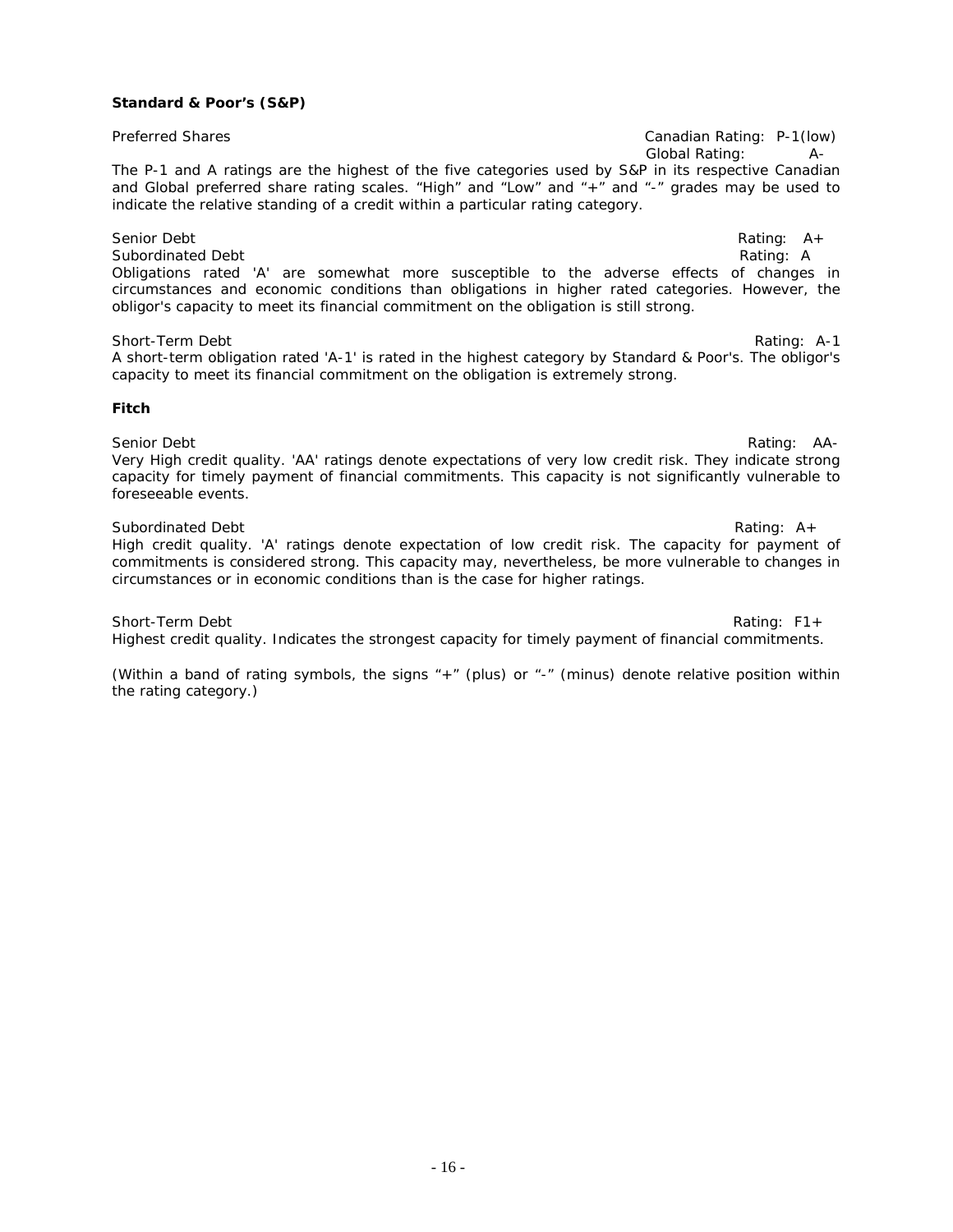**Standard & Poor's (S&P)**

Preferred Shares — Canadian Rating: P-1(low)
Global Rating: A-

The P-1 and A ratings are the highest of the five categories used by S&P in its respective Canadian and Global preferred share rating scales. "High" and "Low" and "+" and "-" grades may be used to indicate the relative standing of a credit within a particular rating category.

Senior Debt — Rating: A+
Subordinated Debt — Rating: A

Obligations rated 'A' are somewhat more susceptible to the adverse effects of changes in circumstances and economic conditions than obligations in higher rated categories. However, the obligor's capacity to meet its financial commitment on the obligation is still strong.

Short-Term Debt — Rating: A-1

A short-term obligation rated 'A-1' is rated in the highest category by Standard & Poor's. The obligor's capacity to meet its financial commitment on the obligation is extremely strong.

**Fitch**

Senior Debt — Rating: AA-

Very High credit quality. 'AA' ratings denote expectations of very low credit risk. They indicate strong capacity for timely payment of financial commitments. This capacity is not significantly vulnerable to foreseeable events.

Subordinated Debt — Rating: A+

High credit quality. 'A' ratings denote expectation of low credit risk. The capacity for payment of commitments is considered strong. This capacity may, nevertheless, be more vulnerable to changes in circumstances or in economic conditions than is the case for higher ratings.

Short-Term Debt — Rating: F1+

Highest credit quality. Indicates the strongest capacity for timely payment of financial commitments.

(Within a band of rating symbols, the signs "+" (plus) or "-" (minus) denote relative position within the rating category.)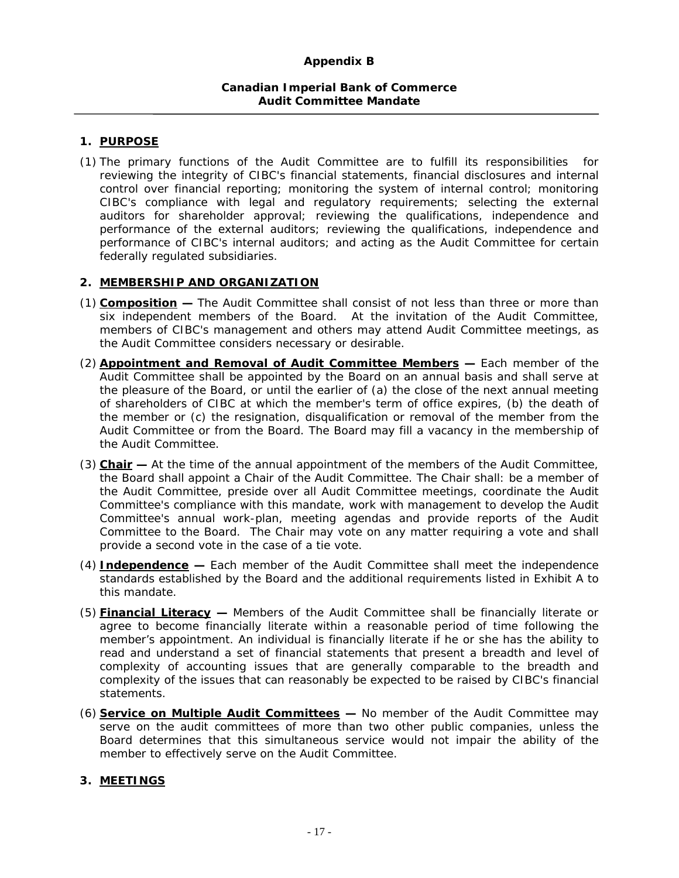**Appendix B**

**Canadian Imperial Bank of Commerce**
**Audit Committee Mandate**

---

## 1. PURPOSE

(1) The primary functions of the Audit Committee are to fulfill its responsibilities for reviewing the integrity of CIBC's financial statements, financial disclosures and internal control over financial reporting; monitoring the system of internal control; monitoring CIBC's compliance with legal and regulatory requirements; selecting the external auditors for shareholder approval; reviewing the qualifications, independence and performance of the external auditors; reviewing the qualifications, independence and performance of CIBC's internal auditors; and acting as the Audit Committee for certain federally regulated subsidiaries.

## 2. MEMBERSHIP AND ORGANIZATION

(1) **Composition —** The Audit Committee shall consist of not less than three or more than six independent members of the Board. At the invitation of the Audit Committee, members of CIBC's management and others may attend Audit Committee meetings, as the Audit Committee considers necessary or desirable.

(2) **Appointment and Removal of Audit Committee Members —** Each member of the Audit Committee shall be appointed by the Board on an annual basis and shall serve at the pleasure of the Board, or until the earlier of (a) the close of the next annual meeting of shareholders of CIBC at which the member's term of office expires, (b) the death of the member or (c) the resignation, disqualification or removal of the member from the Audit Committee or from the Board. The Board may fill a vacancy in the membership of the Audit Committee.

(3) **Chair —** At the time of the annual appointment of the members of the Audit Committee, the Board shall appoint a Chair of the Audit Committee. The Chair shall: be a member of the Audit Committee, preside over all Audit Committee meetings, coordinate the Audit Committee's compliance with this mandate, work with management to develop the Audit Committee's annual work-plan, meeting agendas and provide reports of the Audit Committee to the Board. The Chair may vote on any matter requiring a vote and shall provide a second vote in the case of a tie vote.

(4) **Independence —** Each member of the Audit Committee shall meet the independence standards established by the Board and the additional requirements listed in Exhibit A to this mandate.

(5) **Financial Literacy —** Members of the Audit Committee shall be financially literate or agree to become financially literate within a reasonable period of time following the member's appointment. An individual is financially literate if he or she has the ability to read and understand a set of financial statements that present a breadth and level of complexity of accounting issues that are generally comparable to the breadth and complexity of the issues that can reasonably be expected to be raised by CIBC's financial statements.

(6) **Service on Multiple Audit Committees —** No member of the Audit Committee may serve on the audit committees of more than two other public companies, unless the Board determines that this simultaneous service would not impair the ability of the member to effectively serve on the Audit Committee.

## 3. MEETINGS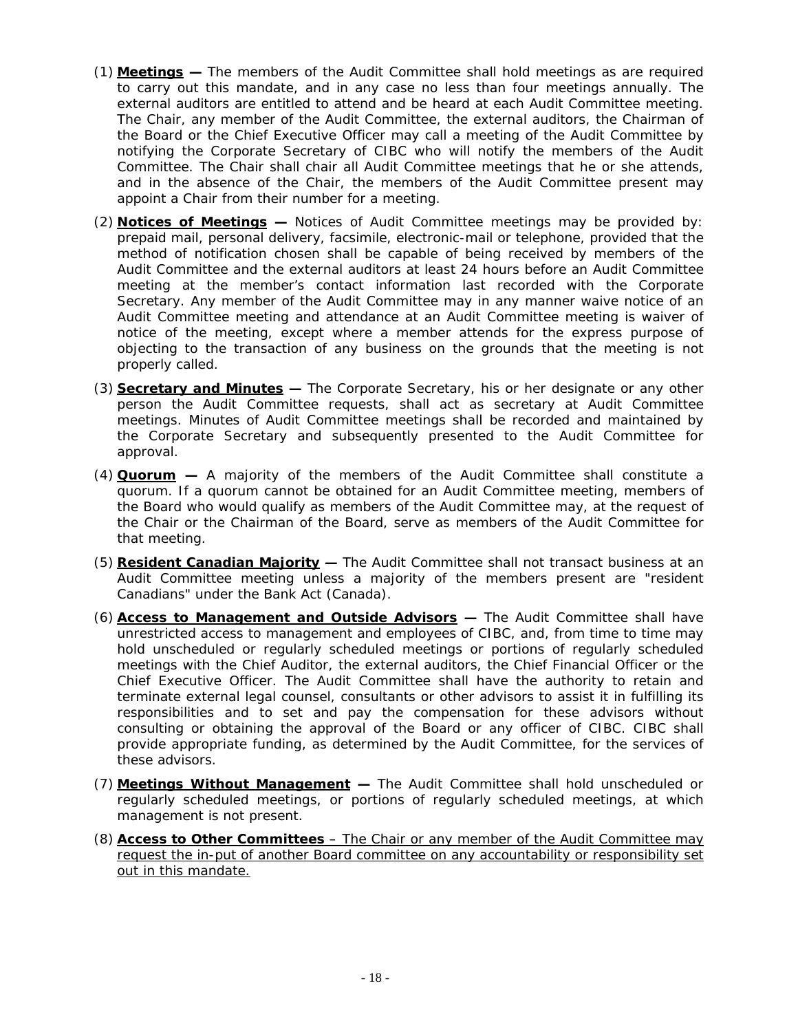(1) **<u>Meetings</u> —** The members of the Audit Committee shall hold meetings as are required to carry out this mandate, and in any case no less than four meetings annually. The external auditors are entitled to attend and be heard at each Audit Committee meeting. The Chair, any member of the Audit Committee, the external auditors, the Chairman of the Board or the Chief Executive Officer may call a meeting of the Audit Committee by notifying the Corporate Secretary of CIBC who will notify the members of the Audit Committee. The Chair shall chair all Audit Committee meetings that he or she attends, and in the absence of the Chair, the members of the Audit Committee present may appoint a Chair from their number for a meeting.

(2) **<u>Notices of Meetings</u> —** Notices of Audit Committee meetings may be provided by: prepaid mail, personal delivery, facsimile, electronic-mail or telephone, provided that the method of notification chosen shall be capable of being received by members of the Audit Committee and the external auditors at least 24 hours before an Audit Committee meeting at the member's contact information last recorded with the Corporate Secretary. Any member of the Audit Committee may in any manner waive notice of an Audit Committee meeting and attendance at an Audit Committee meeting is waiver of notice of the meeting, except where a member attends for the express purpose of objecting to the transaction of any business on the grounds that the meeting is not properly called.

(3) **<u>Secretary and Minutes</u> —** The Corporate Secretary, his or her designate or any other person the Audit Committee requests, shall act as secretary at Audit Committee meetings. Minutes of Audit Committee meetings shall be recorded and maintained by the Corporate Secretary and subsequently presented to the Audit Committee for approval.

(4) **<u>Quorum</u> —** A majority of the members of the Audit Committee shall constitute a quorum. If a quorum cannot be obtained for an Audit Committee meeting, members of the Board who would qualify as members of the Audit Committee may, at the request of the Chair or the Chairman of the Board, serve as members of the Audit Committee for that meeting.

(5) **<u>Resident Canadian Majority</u> —** The Audit Committee shall not transact business at an Audit Committee meeting unless a majority of the members present are "resident Canadians" under the Bank Act (Canada).

(6) **<u>Access to Management and Outside Advisors</u> —** The Audit Committee shall have unrestricted access to management and employees of CIBC, and, from time to time may hold unscheduled or regularly scheduled meetings or portions of regularly scheduled meetings with the Chief Auditor, the external auditors, the Chief Financial Officer or the Chief Executive Officer. The Audit Committee shall have the authority to retain and terminate external legal counsel, consultants or other advisors to assist it in fulfilling its responsibilities and to set and pay the compensation for these advisors without consulting or obtaining the approval of the Board or any officer of CIBC. CIBC shall provide appropriate funding, as determined by the Audit Committee, for the services of these advisors.

(7) **<u>Meetings Without Management</u> —** The Audit Committee shall hold unscheduled or regularly scheduled meetings, or portions of regularly scheduled meetings, at which management is not present.

(8) **<u>Access to Other Committees</u>** <u>– The Chair or any member of the Audit Committee may request the in-put of another Board committee on any accountability or responsibility set out in this mandate.</u>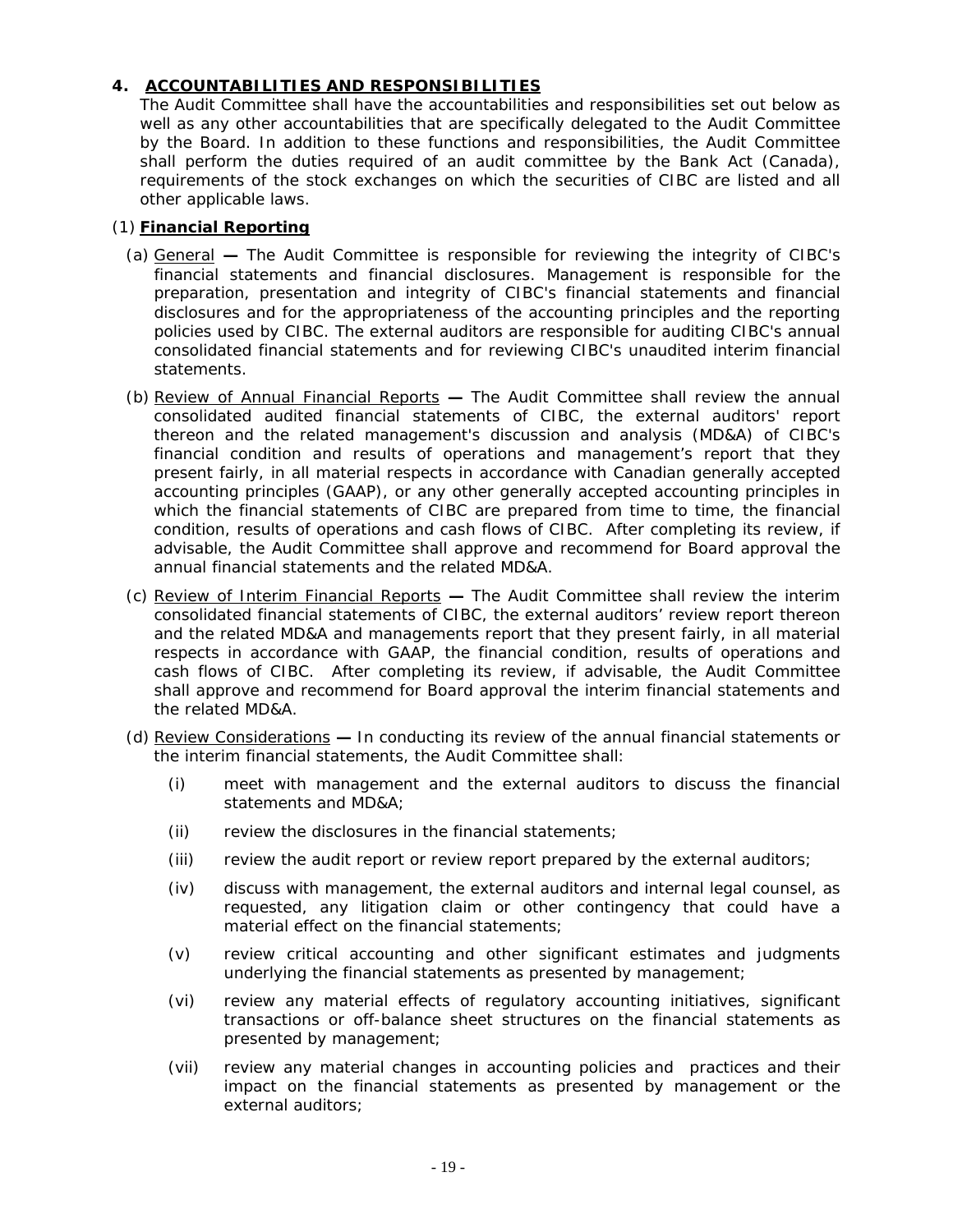## 4. ACCOUNTABILITIES AND RESPONSIBILITIES

The Audit Committee shall have the accountabilities and responsibilities set out below as well as any other accountabilities that are specifically delegated to the Audit Committee by the Board. In addition to these functions and responsibilities, the Audit Committee shall perform the duties required of an audit committee by the Bank Act (Canada), requirements of the stock exchanges on which the securities of CIBC are listed and all other applicable laws.

### (1) Financial Reporting

(a) General — The Audit Committee is responsible for reviewing the integrity of CIBC's financial statements and financial disclosures. Management is responsible for the preparation, presentation and integrity of CIBC's financial statements and financial disclosures and for the appropriateness of the accounting principles and the reporting policies used by CIBC. The external auditors are responsible for auditing CIBC's annual consolidated financial statements and for reviewing CIBC's unaudited interim financial statements.

(b) Review of Annual Financial Reports — The Audit Committee shall review the annual consolidated audited financial statements of CIBC, the external auditors' report thereon and the related management's discussion and analysis (MD&A) of CIBC's financial condition and results of operations and management's report that they present fairly, in all material respects in accordance with Canadian generally accepted accounting principles (GAAP), or any other generally accepted accounting principles in which the financial statements of CIBC are prepared from time to time, the financial condition, results of operations and cash flows of CIBC. After completing its review, if advisable, the Audit Committee shall approve and recommend for Board approval the annual financial statements and the related MD&A.

(c) Review of Interim Financial Reports — The Audit Committee shall review the interim consolidated financial statements of CIBC, the external auditors' review report thereon and the related MD&A and managements report that they present fairly, in all material respects in accordance with GAAP, the financial condition, results of operations and cash flows of CIBC. After completing its review, if advisable, the Audit Committee shall approve and recommend for Board approval the interim financial statements and the related MD&A.

(d) Review Considerations — In conducting its review of the annual financial statements or the interim financial statements, the Audit Committee shall:

(i) meet with management and the external auditors to discuss the financial statements and MD&A;

(ii) review the disclosures in the financial statements;

(iii) review the audit report or review report prepared by the external auditors;

(iv) discuss with management, the external auditors and internal legal counsel, as requested, any litigation claim or other contingency that could have a material effect on the financial statements;

(v) review critical accounting and other significant estimates and judgments underlying the financial statements as presented by management;

(vi) review any material effects of regulatory accounting initiatives, significant transactions or off-balance sheet structures on the financial statements as presented by management;

(vii) review any material changes in accounting policies and practices and their impact on the financial statements as presented by management or the external auditors;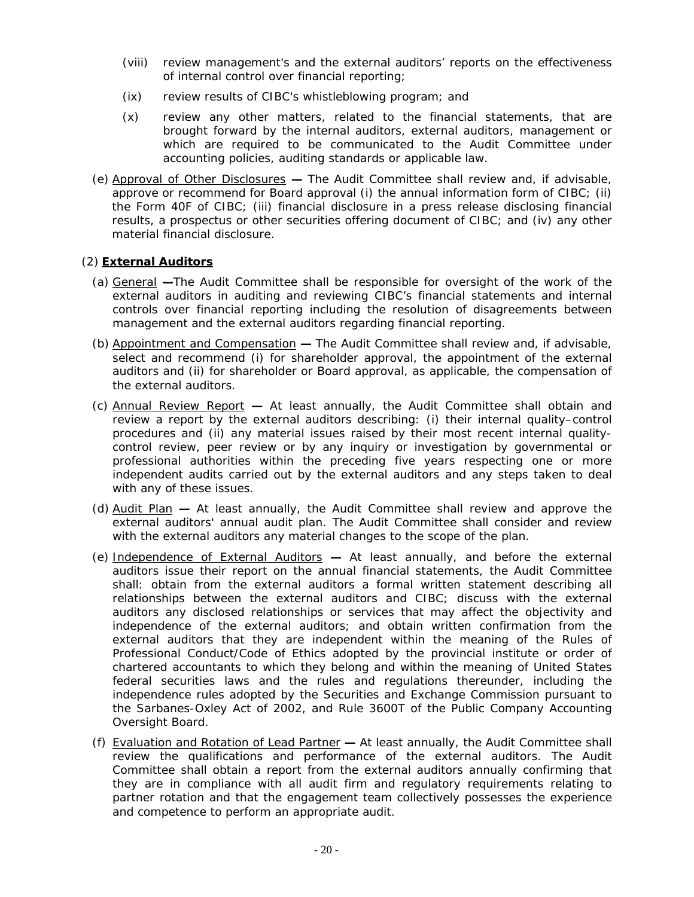(viii) review management's and the external auditors' reports on the effectiveness of internal control over financial reporting;

(ix) review results of CIBC's whistleblowing program; and

(x) review any other matters, related to the financial statements, that are brought forward by the internal auditors, external auditors, management or which are required to be communicated to the Audit Committee under accounting policies, auditing standards or applicable law.

(e) Approval of Other Disclosures **—** The Audit Committee shall review and, if advisable, approve or recommend for Board approval (i) the annual information form of CIBC; (ii) the Form 40F of CIBC; (iii) financial disclosure in a press release disclosing financial results, a prospectus or other securities offering document of CIBC; and (iv) any other material financial disclosure.

(2) **External Auditors**

(a) General **—**The Audit Committee shall be responsible for oversight of the work of the external auditors in auditing and reviewing CIBC's financial statements and internal controls over financial reporting including the resolution of disagreements between management and the external auditors regarding financial reporting.

(b) Appointment and Compensation **—** The Audit Committee shall review and, if advisable, select and recommend (i) for shareholder approval, the appointment of the external auditors and (ii) for shareholder or Board approval, as applicable, the compensation of the external auditors.

(c) Annual Review Report **—** At least annually, the Audit Committee shall obtain and review a report by the external auditors describing: (i) their internal quality–control procedures and (ii) any material issues raised by their most recent internal quality-control review, peer review or by any inquiry or investigation by governmental or professional authorities within the preceding five years respecting one or more independent audits carried out by the external auditors and any steps taken to deal with any of these issues.

(d) Audit Plan **—** At least annually, the Audit Committee shall review and approve the external auditors' annual audit plan. The Audit Committee shall consider and review with the external auditors any material changes to the scope of the plan.

(e) Independence of External Auditors **—** At least annually, and before the external auditors issue their report on the annual financial statements, the Audit Committee shall: obtain from the external auditors a formal written statement describing all relationships between the external auditors and CIBC; discuss with the external auditors any disclosed relationships or services that may affect the objectivity and independence of the external auditors; and obtain written confirmation from the external auditors that they are independent within the meaning of the Rules of Professional Conduct/Code of Ethics adopted by the provincial institute or order of chartered accountants to which they belong and within the meaning of United States federal securities laws and the rules and regulations thereunder, including the independence rules adopted by the Securities and Exchange Commission pursuant to the Sarbanes-Oxley Act of 2002, and Rule 3600T of the Public Company Accounting Oversight Board.

(f) Evaluation and Rotation of Lead Partner **—** At least annually, the Audit Committee shall review the qualifications and performance of the external auditors. The Audit Committee shall obtain a report from the external auditors annually confirming that they are in compliance with all audit firm and regulatory requirements relating to partner rotation and that the engagement team collectively possesses the experience and competence to perform an appropriate audit.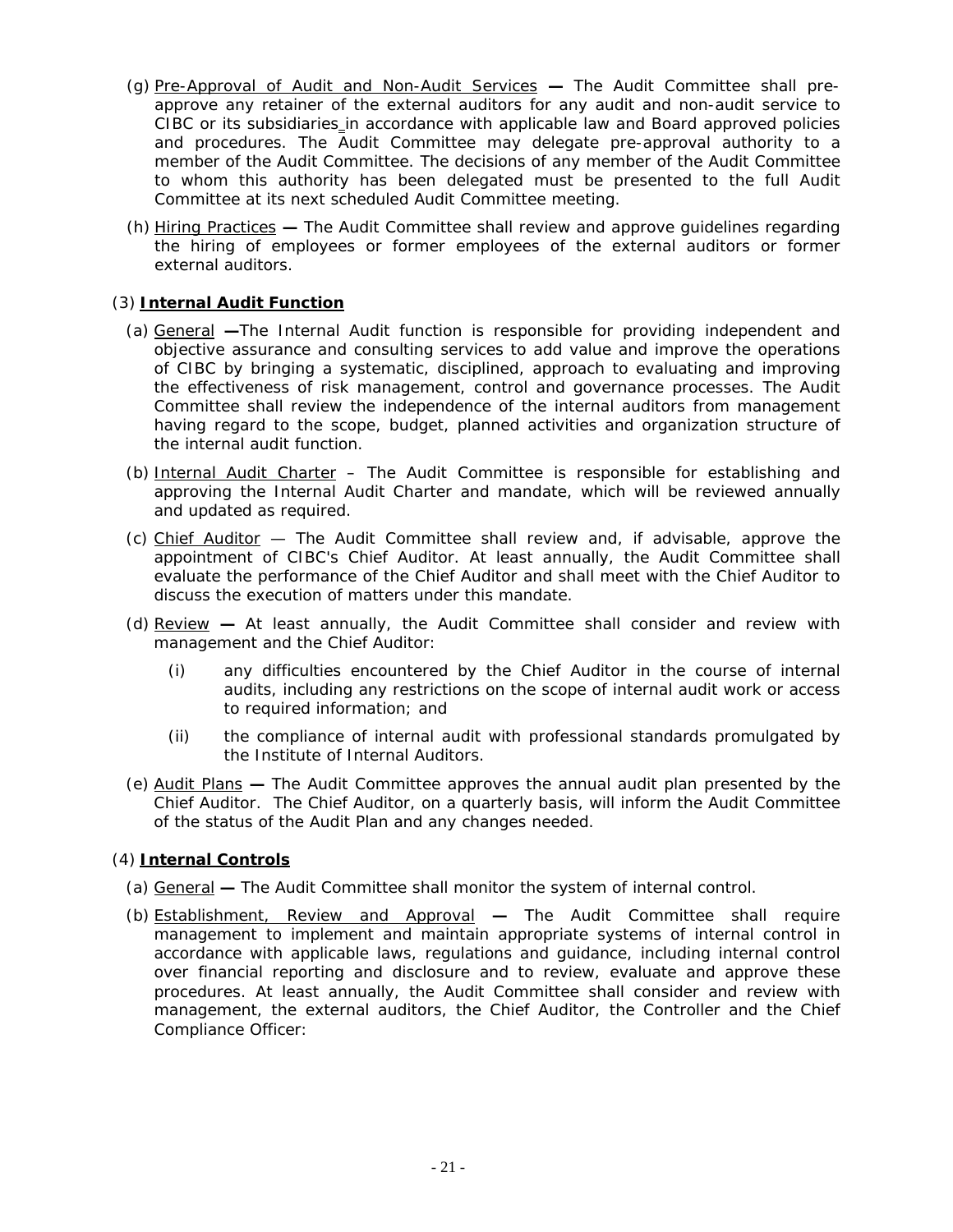(g) Pre-Approval of Audit and Non-Audit Services **—** The Audit Committee shall pre-approve any retainer of the external auditors for any audit and non-audit service to CIBC or its subsidiaries in accordance with applicable law and Board approved policies and procedures. The Audit Committee may delegate pre-approval authority to a member of the Audit Committee. The decisions of any member of the Audit Committee to whom this authority has been delegated must be presented to the full Audit Committee at its next scheduled Audit Committee meeting.

(h) Hiring Practices **—** The Audit Committee shall review and approve guidelines regarding the hiring of employees or former employees of the external auditors or former external auditors.

(3) **Internal Audit Function**

(a) General **—**The Internal Audit function is responsible for providing independent and objective assurance and consulting services to add value and improve the operations of CIBC by bringing a systematic, disciplined, approach to evaluating and improving the effectiveness of risk management, control and governance processes. The Audit Committee shall review the independence of the internal auditors from management having regard to the scope, budget, planned activities and organization structure of the internal audit function.

(b) Internal Audit Charter – The Audit Committee is responsible for establishing and approving the Internal Audit Charter and mandate, which will be reviewed annually and updated as required.

(c) Chief Auditor — The Audit Committee shall review and, if advisable, approve the appointment of CIBC's Chief Auditor. At least annually, the Audit Committee shall evaluate the performance of the Chief Auditor and shall meet with the Chief Auditor to discuss the execution of matters under this mandate.

(d) Review **—** At least annually, the Audit Committee shall consider and review with management and the Chief Auditor:

(i) any difficulties encountered by the Chief Auditor in the course of internal audits, including any restrictions on the scope of internal audit work or access to required information; and

(ii) the compliance of internal audit with professional standards promulgated by the Institute of Internal Auditors.

(e) Audit Plans **—** The Audit Committee approves the annual audit plan presented by the Chief Auditor. The Chief Auditor, on a quarterly basis, will inform the Audit Committee of the status of the Audit Plan and any changes needed.

(4) **Internal Controls**

(a) General **—** The Audit Committee shall monitor the system of internal control.

(b) Establishment, Review and Approval **—** The Audit Committee shall require management to implement and maintain appropriate systems of internal control in accordance with applicable laws, regulations and guidance, including internal control over financial reporting and disclosure and to review, evaluate and approve these procedures. At least annually, the Audit Committee shall consider and review with management, the external auditors, the Chief Auditor, the Controller and the Chief Compliance Officer: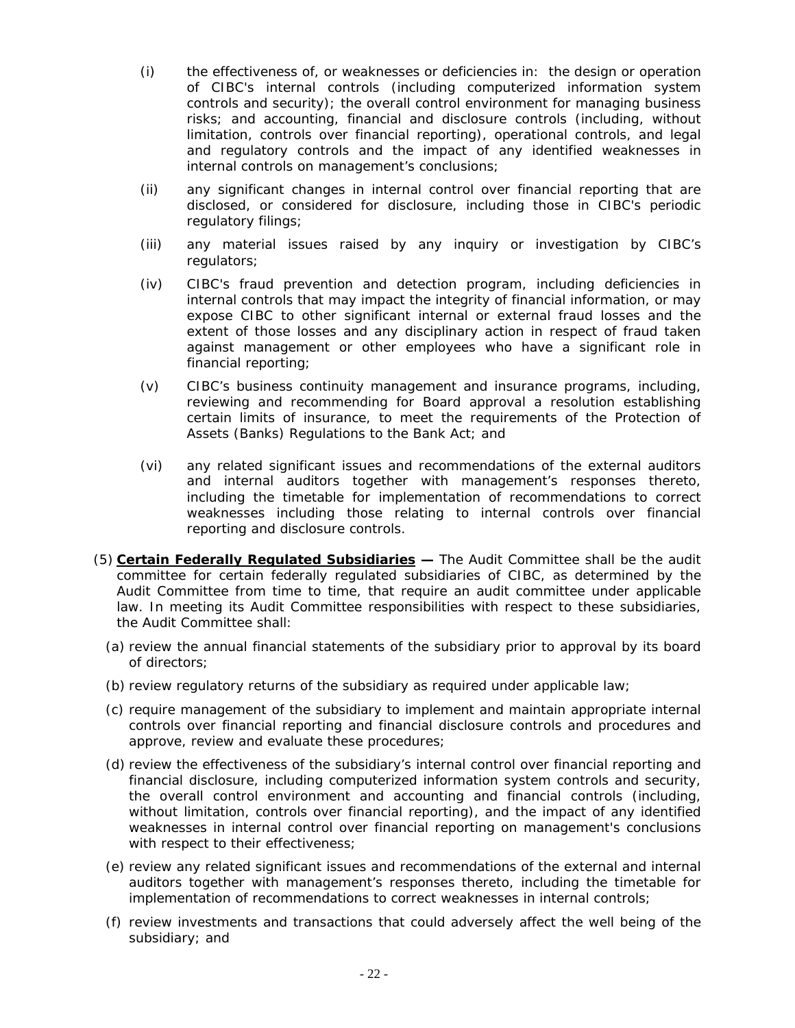(i) the effectiveness of, or weaknesses or deficiencies in: the design or operation of CIBC's internal controls (including computerized information system controls and security); the overall control environment for managing business risks; and accounting, financial and disclosure controls (including, without limitation, controls over financial reporting), operational controls, and legal and regulatory controls and the impact of any identified weaknesses in internal controls on management's conclusions;

(ii) any significant changes in internal control over financial reporting that are disclosed, or considered for disclosure, including those in CIBC's periodic regulatory filings;

(iii) any material issues raised by any inquiry or investigation by CIBC's regulators;

(iv) CIBC's fraud prevention and detection program, including deficiencies in internal controls that may impact the integrity of financial information, or may expose CIBC to other significant internal or external fraud losses and the extent of those losses and any disciplinary action in respect of fraud taken against management or other employees who have a significant role in financial reporting;

(v) CIBC's business continuity management and insurance programs, including, reviewing and recommending for Board approval a resolution establishing certain limits of insurance, to meet the requirements of the Protection of Assets (Banks) Regulations to the Bank Act; and

(vi) any related significant issues and recommendations of the external auditors and internal auditors together with management's responses thereto, including the timetable for implementation of recommendations to correct weaknesses including those relating to internal controls over financial reporting and disclosure controls.

(5) **Certain Federally Regulated Subsidiaries —** The Audit Committee shall be the audit committee for certain federally regulated subsidiaries of CIBC, as determined by the Audit Committee from time to time, that require an audit committee under applicable law. In meeting its Audit Committee responsibilities with respect to these subsidiaries, the Audit Committee shall:

(a) review the annual financial statements of the subsidiary prior to approval by its board of directors;

(b) review regulatory returns of the subsidiary as required under applicable law;

(c) require management of the subsidiary to implement and maintain appropriate internal controls over financial reporting and financial disclosure controls and procedures and approve, review and evaluate these procedures;

(d) review the effectiveness of the subsidiary's internal control over financial reporting and financial disclosure, including computerized information system controls and security, the overall control environment and accounting and financial controls (including, without limitation, controls over financial reporting), and the impact of any identified weaknesses in internal control over financial reporting on management's conclusions with respect to their effectiveness;

(e) review any related significant issues and recommendations of the external and internal auditors together with management's responses thereto, including the timetable for implementation of recommendations to correct weaknesses in internal controls;

(f) review investments and transactions that could adversely affect the well being of the subsidiary; and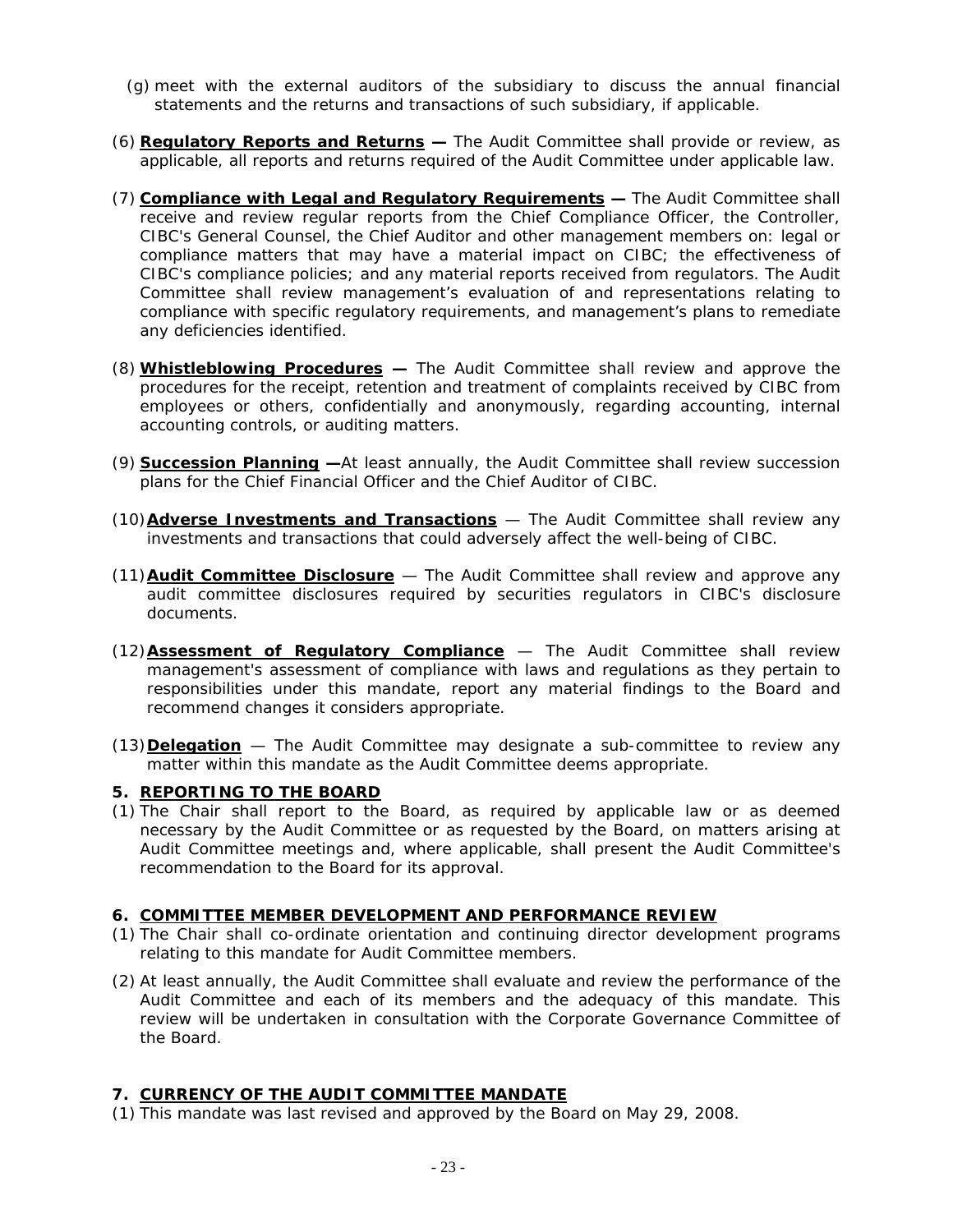(g) meet with the external auditors of the subsidiary to discuss the annual financial statements and the returns and transactions of such subsidiary, if applicable.

(6) **Regulatory Reports and Returns —** The Audit Committee shall provide or review, as applicable, all reports and returns required of the Audit Committee under applicable law.

(7) **Compliance with Legal and Regulatory Requirements —** The Audit Committee shall receive and review regular reports from the Chief Compliance Officer, the Controller, CIBC's General Counsel, the Chief Auditor and other management members on: legal or compliance matters that may have a material impact on CIBC; the effectiveness of CIBC's compliance policies; and any material reports received from regulators. The Audit Committee shall review management's evaluation of and representations relating to compliance with specific regulatory requirements, and management's plans to remediate any deficiencies identified.

(8) **Whistleblowing Procedures —** The Audit Committee shall review and approve the procedures for the receipt, retention and treatment of complaints received by CIBC from employees or others, confidentially and anonymously, regarding accounting, internal accounting controls, or auditing matters.

(9) **Succession Planning —**At least annually, the Audit Committee shall review succession plans for the Chief Financial Officer and the Chief Auditor of CIBC.

(10) **Adverse Investments and Transactions** — The Audit Committee shall review any investments and transactions that could adversely affect the well-being of CIBC.

(11) **Audit Committee Disclosure** — The Audit Committee shall review and approve any audit committee disclosures required by securities regulators in CIBC's disclosure documents.

(12) **Assessment of Regulatory Compliance** — The Audit Committee shall review management's assessment of compliance with laws and regulations as they pertain to responsibilities under this mandate, report any material findings to the Board and recommend changes it considers appropriate.

(13) **Delegation** — The Audit Committee may designate a sub-committee to review any matter within this mandate as the Audit Committee deems appropriate.

## 5. REPORTING TO THE BOARD

(1) The Chair shall report to the Board, as required by applicable law or as deemed necessary by the Audit Committee or as requested by the Board, on matters arising at Audit Committee meetings and, where applicable, shall present the Audit Committee's recommendation to the Board for its approval.

## 6. COMMITTEE MEMBER DEVELOPMENT AND PERFORMANCE REVIEW

(1) The Chair shall co-ordinate orientation and continuing director development programs relating to this mandate for Audit Committee members.

(2) At least annually, the Audit Committee shall evaluate and review the performance of the Audit Committee and each of its members and the adequacy of this mandate. This review will be undertaken in consultation with the Corporate Governance Committee of the Board.

## 7. CURRENCY OF THE AUDIT COMMITTEE MANDATE

(1) This mandate was last revised and approved by the Board on May 29, 2008.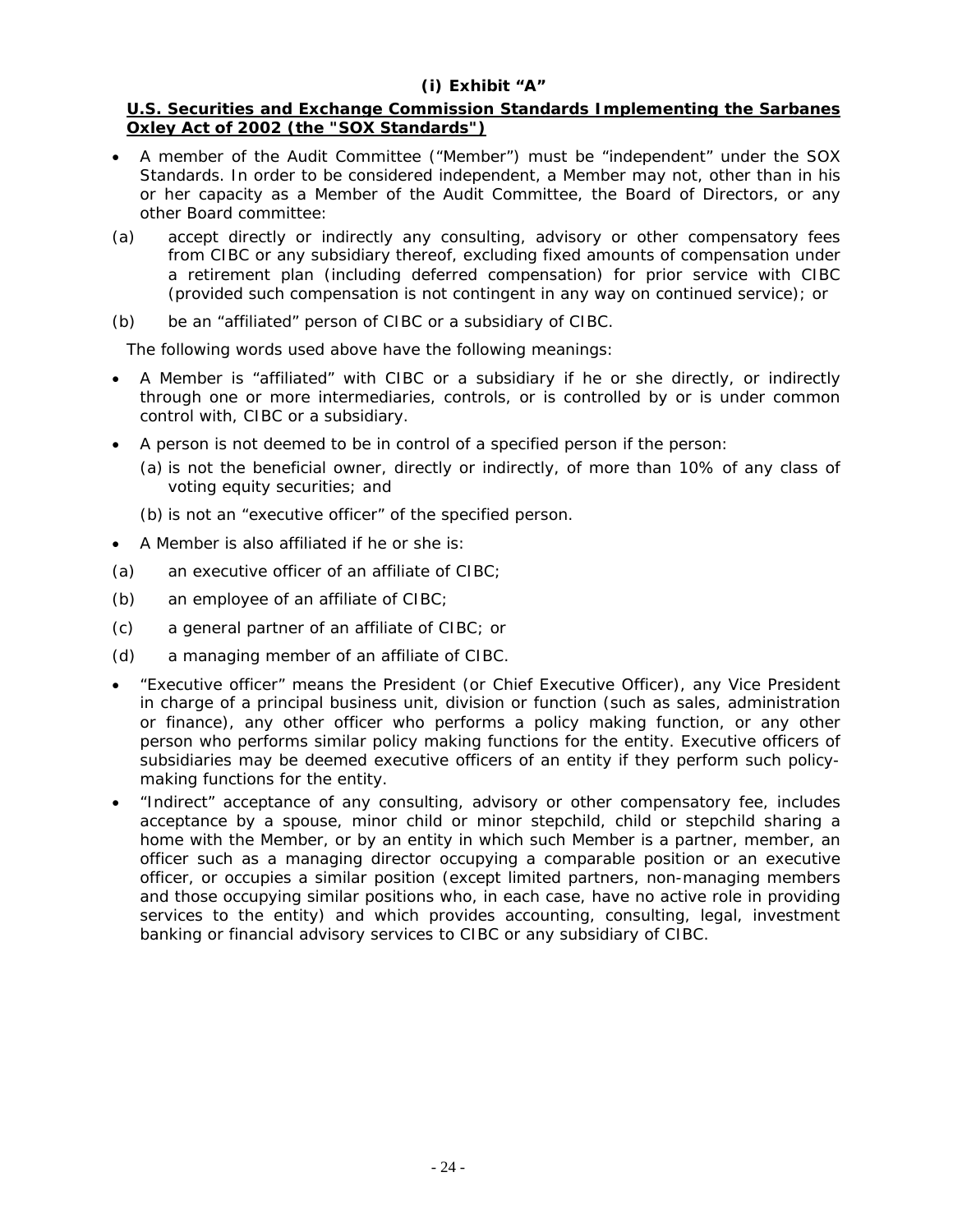**(i) Exhibit "A"**

**U.S. Securities and Exchange Commission Standards Implementing the Sarbanes Oxley Act of 2002 (the "SOX Standards")**

- A member of the Audit Committee ("Member") must be "independent" under the SOX Standards. In order to be considered independent, a Member may not, other than in his or her capacity as a Member of the Audit Committee, the Board of Directors, or any other Board committee:

(a) accept directly or indirectly any consulting, advisory or other compensatory fees from CIBC or any subsidiary thereof, excluding fixed amounts of compensation under a retirement plan (including deferred compensation) for prior service with CIBC (provided such compensation is not contingent in any way on continued service); or

(b) be an "affiliated" person of CIBC or a subsidiary of CIBC.

The following words used above have the following meanings:

- A Member is "affiliated" with CIBC or a subsidiary if he or she directly, or indirectly through one or more intermediaries, controls, or is controlled by or is under common control with, CIBC or a subsidiary.
- A person is not deemed to be in control of a specified person if the person:
  - (a) is not the beneficial owner, directly or indirectly, of more than 10% of any class of voting equity securities; and
  - (b) is not an "executive officer" of the specified person.
- A Member is also affiliated if he or she is:

(a) an executive officer of an affiliate of CIBC;

(b) an employee of an affiliate of CIBC;

(c) a general partner of an affiliate of CIBC; or

(d) a managing member of an affiliate of CIBC.

- "Executive officer" means the President (or Chief Executive Officer), any Vice President in charge of a principal business unit, division or function (such as sales, administration or finance), any other officer who performs a policy making function, or any other person who performs similar policy making functions for the entity. Executive officers of subsidiaries may be deemed executive officers of an entity if they perform such policy-making functions for the entity.
- "Indirect" acceptance of any consulting, advisory or other compensatory fee, includes acceptance by a spouse, minor child or minor stepchild, child or stepchild sharing a home with the Member, or by an entity in which such Member is a partner, member, an officer such as a managing director occupying a comparable position or an executive officer, or occupies a similar position (except limited partners, non-managing members and those occupying similar positions who, in each case, have no active role in providing services to the entity) and which provides accounting, consulting, legal, investment banking or financial advisory services to CIBC or any subsidiary of CIBC.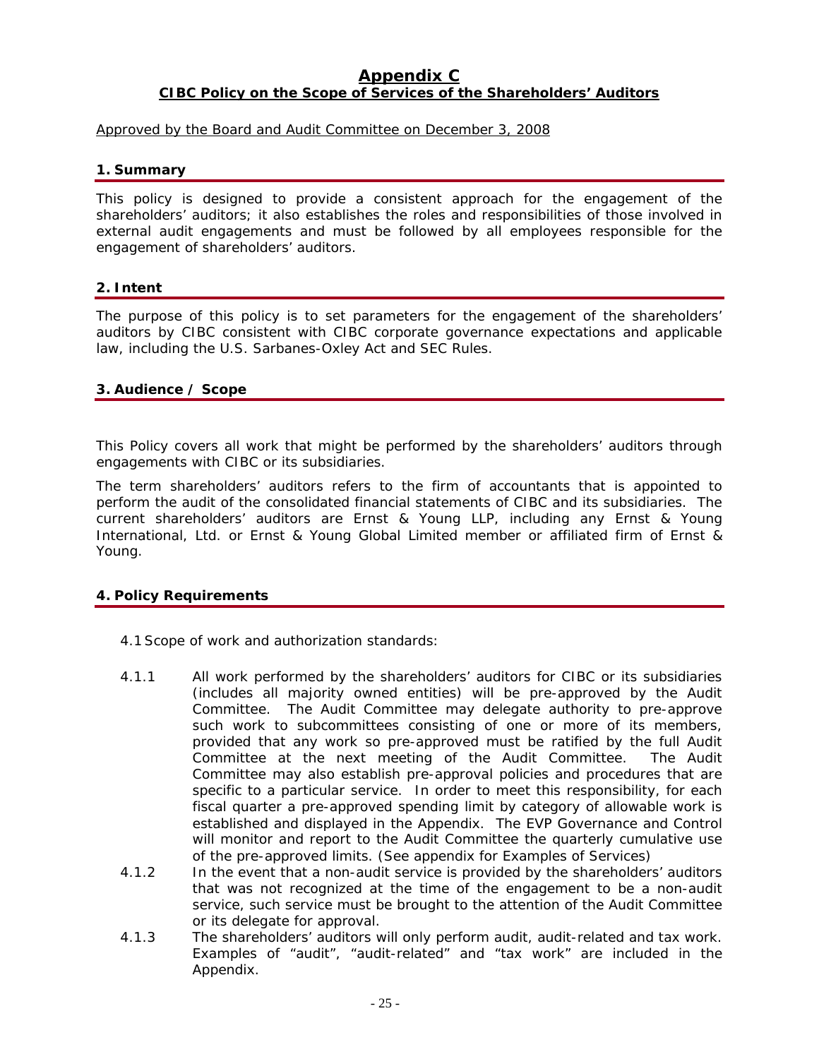# Appendix C

## CIBC Policy on the Scope of Services of the Shareholders' Auditors

Approved by the Board and Audit Committee on December 3, 2008

### 1. Summary

This policy is designed to provide a consistent approach for the engagement of the shareholders' auditors; it also establishes the roles and responsibilities of those involved in external audit engagements and must be followed by all employees responsible for the engagement of shareholders' auditors.

### 2. Intent

The purpose of this policy is to set parameters for the engagement of the shareholders' auditors by CIBC consistent with CIBC corporate governance expectations and applicable law, including the U.S. Sarbanes-Oxley Act and SEC Rules.

### 3. Audience / Scope

This Policy covers all work that might be performed by the shareholders' auditors through engagements with CIBC or its subsidiaries.

The term shareholders' auditors refers to the firm of accountants that is appointed to perform the audit of the consolidated financial statements of CIBC and its subsidiaries. The current shareholders' auditors are Ernst & Young LLP, including any Ernst & Young International, Ltd. or Ernst & Young Global Limited member or affiliated firm of Ernst & Young.

### 4. Policy Requirements

4.1 Scope of work and authorization standards:

4.1.1 All work performed by the shareholders' auditors for CIBC or its subsidiaries (includes all majority owned entities) will be pre-approved by the Audit Committee. The Audit Committee may delegate authority to pre-approve such work to subcommittees consisting of one or more of its members, provided that any work so pre-approved must be ratified by the full Audit Committee at the next meeting of the Audit Committee. The Audit Committee may also establish pre-approval policies and procedures that are specific to a particular service. In order to meet this responsibility, for each fiscal quarter a pre-approved spending limit by category of allowable work is established and displayed in the Appendix. The EVP Governance and Control will monitor and report to the Audit Committee the quarterly cumulative use of the pre-approved limits. (See appendix for Examples of Services)

4.1.2 In the event that a non-audit service is provided by the shareholders' auditors that was not recognized at the time of the engagement to be a non-audit service, such service must be brought to the attention of the Audit Committee or its delegate for approval.

4.1.3 The shareholders' auditors will only perform audit, audit-related and tax work. Examples of "audit", "audit-related" and "tax work" are included in the Appendix.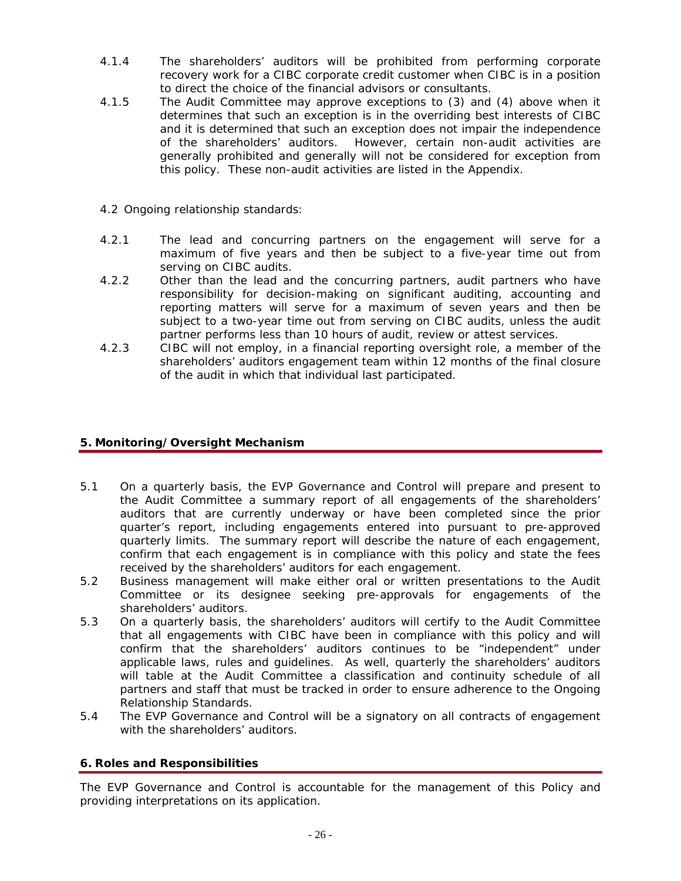4.1.4 The shareholders' auditors will be prohibited from performing corporate recovery work for a CIBC corporate credit customer when CIBC is in a position to direct the choice of the financial advisors or consultants.

4.1.5 The Audit Committee may approve exceptions to (3) and (4) above when it determines that such an exception is in the overriding best interests of CIBC and it is determined that such an exception does not impair the independence of the shareholders' auditors. However, certain non-audit activities are generally prohibited and generally will not be considered for exception from this policy. These non-audit activities are listed in the Appendix.

4.2 Ongoing relationship standards:

4.2.1 The lead and concurring partners on the engagement will serve for a maximum of five years and then be subject to a five-year time out from serving on CIBC audits.

4.2.2 Other than the lead and the concurring partners, audit partners who have responsibility for decision-making on significant auditing, accounting and reporting matters will serve for a maximum of seven years and then be subject to a two-year time out from serving on CIBC audits, unless the audit partner performs less than 10 hours of audit, review or attest services.

4.2.3 CIBC will not employ, in a financial reporting oversight role, a member of the shareholders' auditors engagement team within 12 months of the final closure of the audit in which that individual last participated.

## 5. Monitoring/Oversight Mechanism

5.1 On a quarterly basis, the EVP Governance and Control will prepare and present to the Audit Committee a summary report of all engagements of the shareholders' auditors that are currently underway or have been completed since the prior quarter's report, including engagements entered into pursuant to pre-approved quarterly limits. The summary report will describe the nature of each engagement, confirm that each engagement is in compliance with this policy and state the fees received by the shareholders' auditors for each engagement.

5.2 Business management will make either oral or written presentations to the Audit Committee or its designee seeking pre-approvals for engagements of the shareholders' auditors.

5.3 On a quarterly basis, the shareholders' auditors will certify to the Audit Committee that all engagements with CIBC have been in compliance with this policy and will confirm that the shareholders' auditors continues to be "independent" under applicable laws, rules and guidelines. As well, quarterly the shareholders' auditors will table at the Audit Committee a classification and continuity schedule of all partners and staff that must be tracked in order to ensure adherence to the Ongoing Relationship Standards.

5.4 The EVP Governance and Control will be a signatory on all contracts of engagement with the shareholders' auditors.

## 6. Roles and Responsibilities

The EVP Governance and Control is accountable for the management of this Policy and providing interpretations on its application.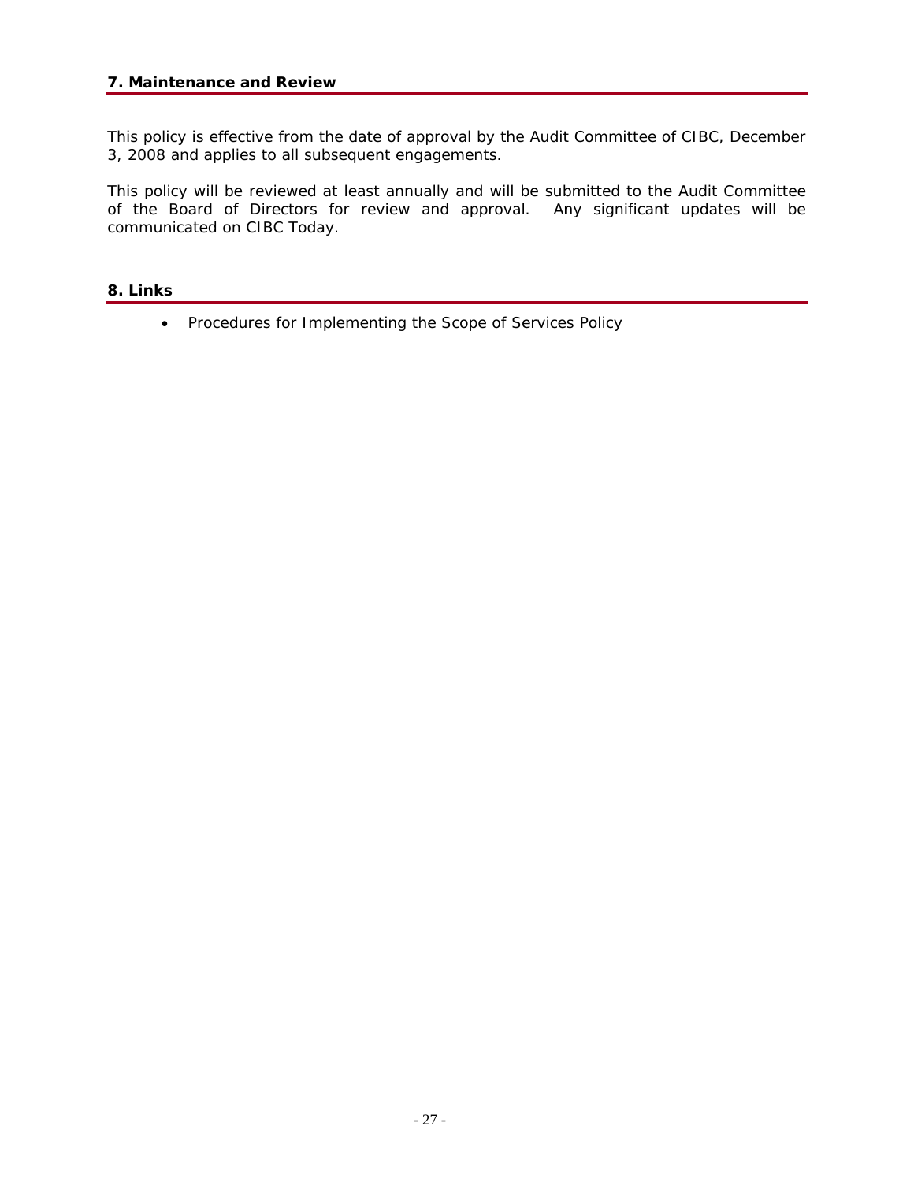## 7. Maintenance and Review

This policy is effective from the date of approval by the Audit Committee of CIBC, December 3, 2008 and applies to all subsequent engagements.

This policy will be reviewed at least annually and will be submitted to the Audit Committee of the Board of Directors for review and approval. Any significant updates will be communicated on CIBC Today.

## 8. Links

- Procedures for Implementing the Scope of Services Policy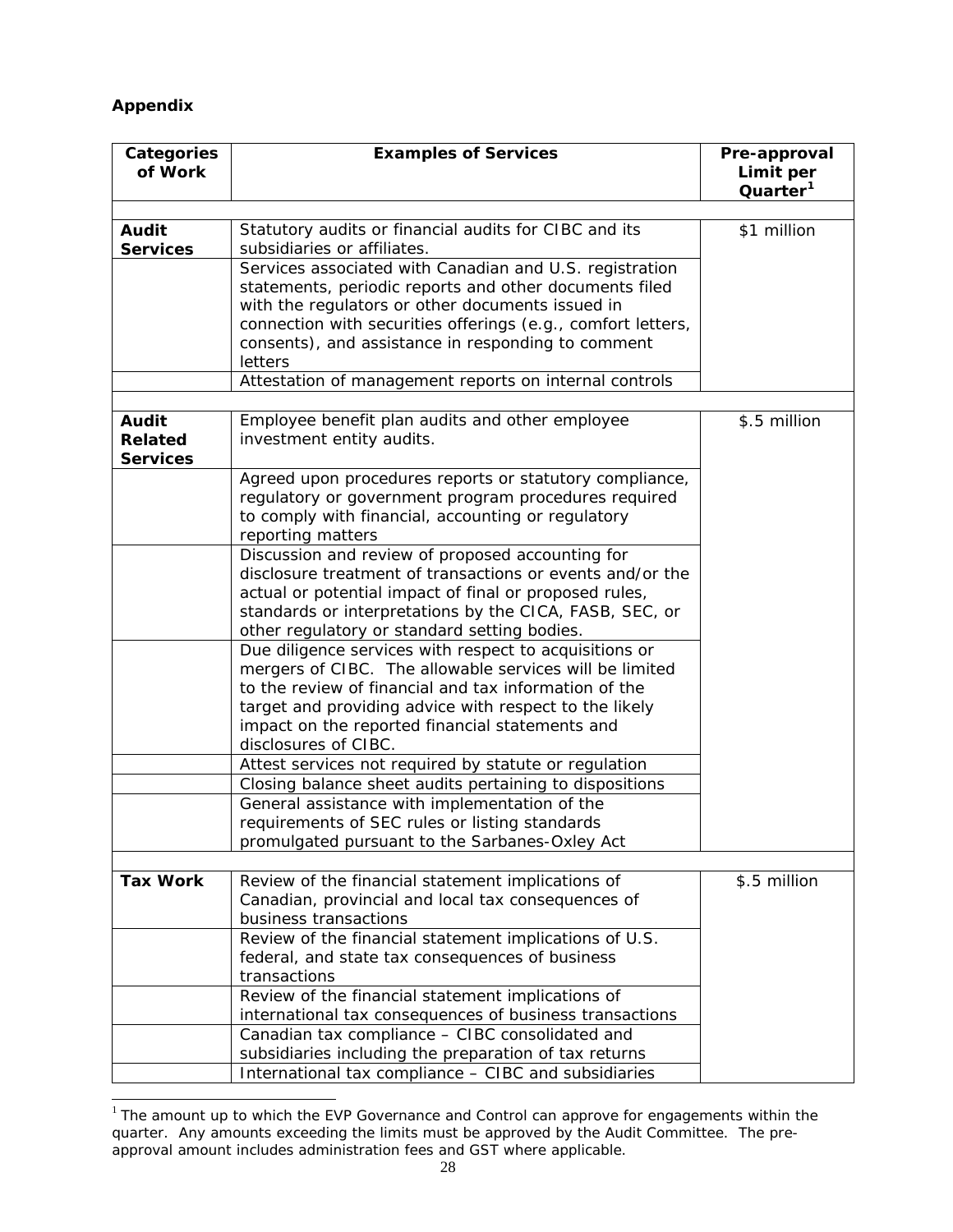**Appendix**

| Categories of Work | Examples of Services | Pre-approval Limit per Quarter[1] |
|---|---|---|
| **Audit Services** | Statutory audits or financial audits for CIBC and its subsidiaries or affiliates. | $1 million |
| | Services associated with Canadian and U.S. registration statements, periodic reports and other documents filed with the regulators or other documents issued in connection with securities offerings (e.g., comfort letters, consents), and assistance in responding to comment letters | |
| | Attestation of management reports on internal controls | |
| **Audit Related Services** | Employee benefit plan audits and other employee investment entity audits. | $.5 million |
| | Agreed upon procedures reports or statutory compliance, regulatory or government program procedures required to comply with financial, accounting or regulatory reporting matters | |
| | Discussion and review of proposed accounting for disclosure treatment of transactions or events and/or the actual or potential impact of final or proposed rules, standards or interpretations by the CICA, FASB, SEC, or other regulatory or standard setting bodies. | |
| | Due diligence services with respect to acquisitions or mergers of CIBC. The allowable services will be limited to the review of financial and tax information of the target and providing advice with respect to the likely impact on the reported financial statements and disclosures of CIBC. | |
| | Attest services not required by statute or regulation | |
| | Closing balance sheet audits pertaining to dispositions | |
| | General assistance with implementation of the requirements of SEC rules or listing standards promulgated pursuant to the Sarbanes-Oxley Act | |
| **Tax Work** | Review of the financial statement implications of Canadian, provincial and local tax consequences of business transactions | $.5 million |
| | Review of the financial statement implications of U.S. federal, and state tax consequences of business transactions | |
| | Review of the financial statement implications of international tax consequences of business transactions | |
| | Canadian tax compliance – CIBC consolidated and subsidiaries including the preparation of tax returns | |
| | International tax compliance – CIBC and subsidiaries | |

[1] The amount up to which the EVP Governance and Control can approve for engagements within the quarter. Any amounts exceeding the limits must be approved by the Audit Committee. The pre-approval amount includes administration fees and GST where applicable.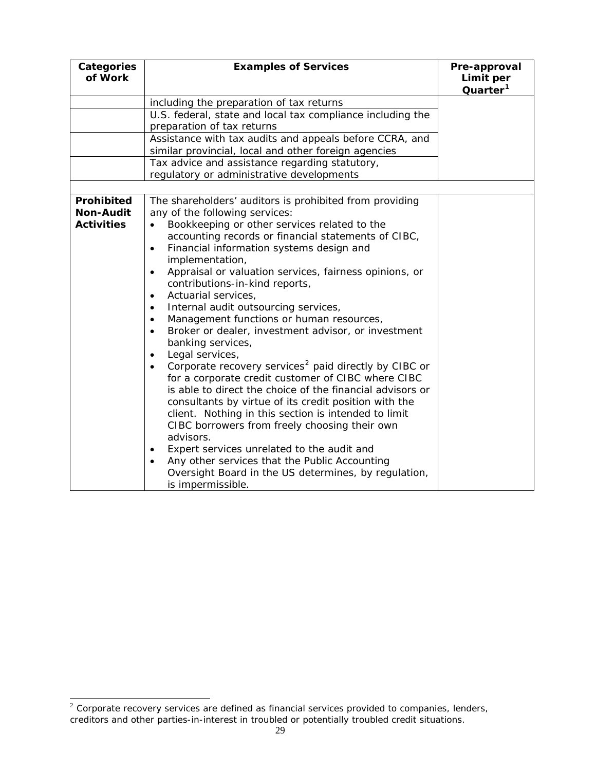| Categories of Work | Examples of Services | Pre-approval Limit per Quarter[1] |
|---|---|---|
| | including the preparation of tax returns | |
| | U.S. federal, state and local tax compliance including the preparation of tax returns | |
| | Assistance with tax audits and appeals before CCRA, and similar provincial, local and other foreign agencies | |
| | Tax advice and assistance regarding statutory, regulatory or administrative developments | |
| | | |
| **Prohibited Non-Audit Activities** | The shareholders' auditors is prohibited from providing any of the following services:<br>• Bookkeeping or other services related to the accounting records or financial statements of CIBC,<br>• Financial information systems design and implementation,<br>• Appraisal or valuation services, fairness opinions, or contributions-in-kind reports,<br>• Actuarial services,<br>• Internal audit outsourcing services,<br>• Management functions or human resources,<br>• Broker or dealer, investment advisor, or investment banking services,<br>• Legal services,<br>• Corporate recovery services[2] paid directly by CIBC or for a corporate credit customer of CIBC where CIBC is able to direct the choice of the financial advisors or consultants by virtue of its credit position with the client. Nothing in this section is intended to limit CIBC borrowers from freely choosing their own advisors.<br>• Expert services unrelated to the audit and<br>• Any other services that the Public Accounting Oversight Board in the US determines, by regulation, is impermissible. | |

[2] Corporate recovery services are defined as financial services provided to companies, lenders, creditors and other parties-in-interest in troubled or potentially troubled credit situations.